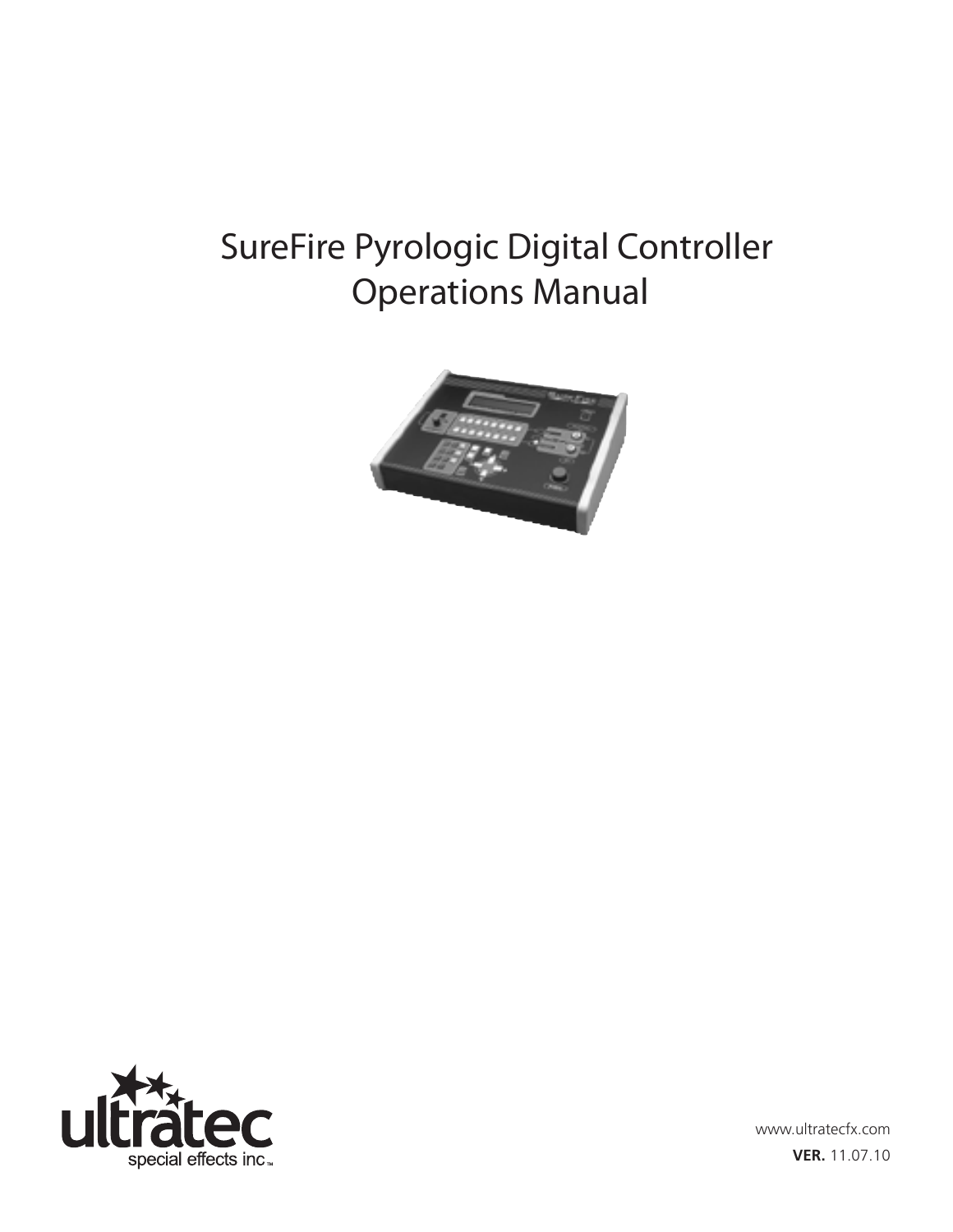# SureFire Pyrologic Digital Controller Operations Manual

ultratec special effects inc.™

www.ultratecfx.com

**VER.** 11.07.10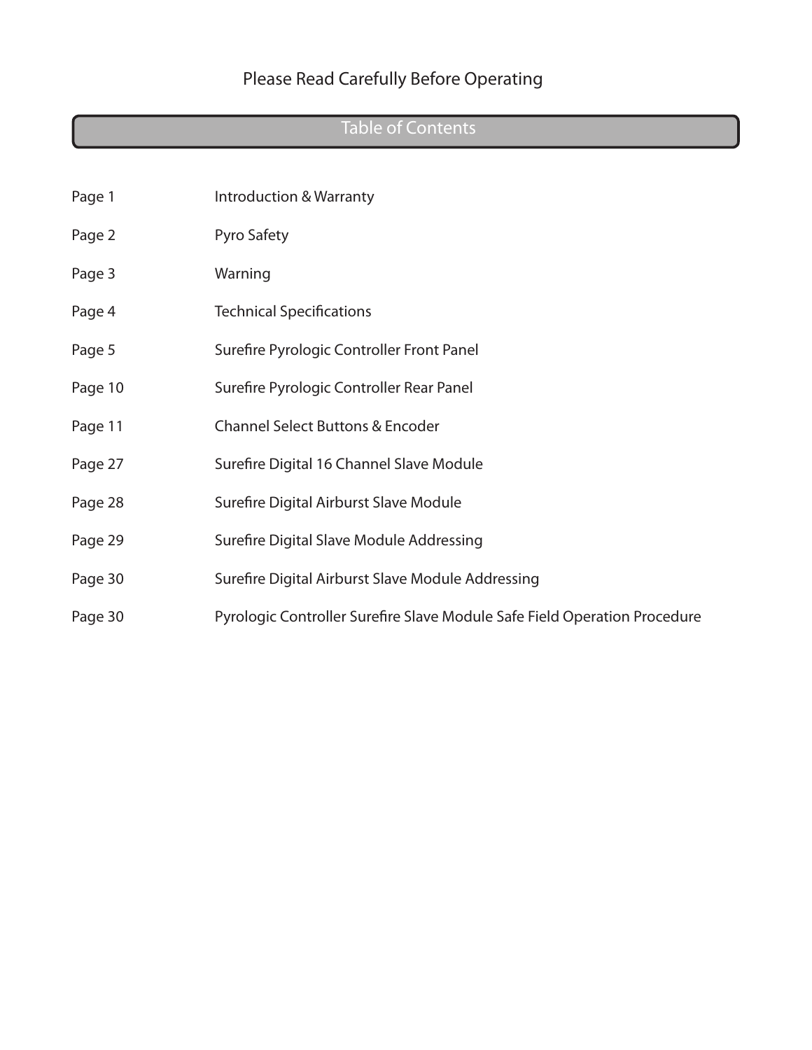Please Read Carefully Before Operating

## Table of Contents

| | |
|---|---|
| Page 1 | Introduction & Warranty |
| Page 2 | Pyro Safety |
| Page 3 | Warning |
| Page 4 | Technical Specifications |
| Page 5 | Surefire Pyrologic Controller Front Panel |
| Page 10 | Surefire Pyrologic Controller Rear Panel |
| Page 11 | Channel Select Buttons & Encoder |
| Page 27 | Surefire Digital 16 Channel Slave Module |
| Page 28 | Surefire Digital Airburst Slave Module |
| Page 29 | Surefire Digital Slave Module Addressing |
| Page 30 | Surefire Digital Airburst Slave Module Addressing |
| Page 30 | Pyrologic Controller Surefire Slave Module Safe Field Operation Procedure |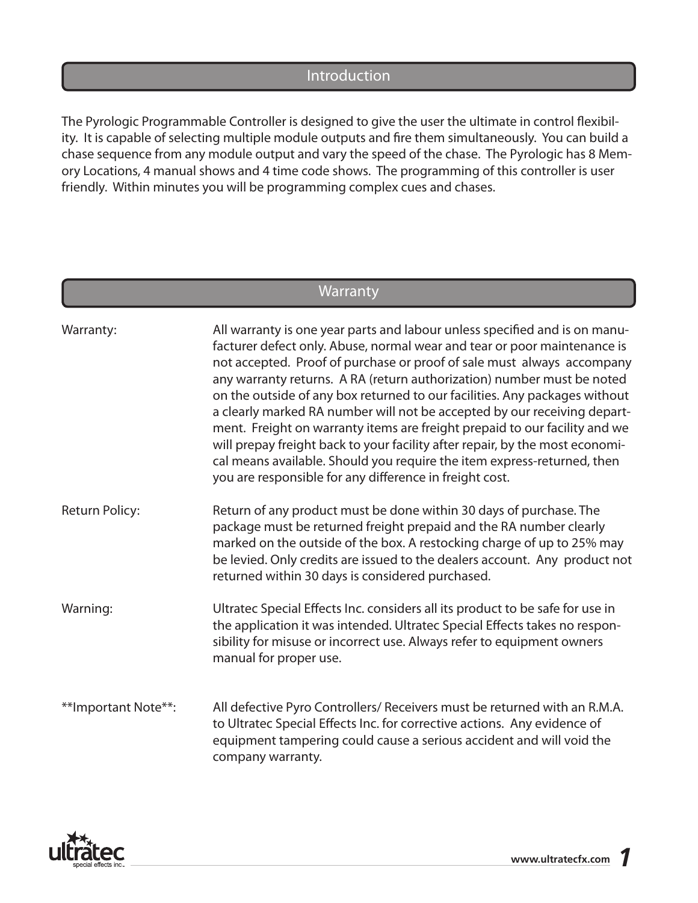## Introduction

The Pyrologic Programmable Controller is designed to give the user the ultimate in control flexibility. It is capable of selecting multiple module outputs and fire them simultaneously. You can build a chase sequence from any module output and vary the speed of the chase. The Pyrologic has 8 Memory Locations, 4 manual shows and 4 time code shows. The programming of this controller is user friendly. Within minutes you will be programming complex cues and chases.

## Warranty

**Warranty:** All warranty is one year parts and labour unless specified and is on manufacturer defect only. Abuse, normal wear and tear or poor maintenance is not accepted. Proof of purchase or proof of sale must always accompany any warranty returns. A RA (return authorization) number must be noted on the outside of any box returned to our facilities. Any packages without a clearly marked RA number will not be accepted by our receiving department. Freight on warranty items are freight prepaid to our facility and we will prepay freight back to your facility after repair, by the most economical means available. Should you require the item express-returned, then you are responsible for any difference in freight cost.

**Return Policy:** Return of any product must be done within 30 days of purchase. The package must be returned freight prepaid and the RA number clearly marked on the outside of the box. A restocking charge of up to 25% may be levied. Only credits are issued to the dealers account. Any product not returned within 30 days is considered purchased.

**Warning:** Ultratec Special Effects Inc. considers all its product to be safe for use in the application it was intended. Ultratec Special Effects takes no responsibility for misuse or incorrect use. Always refer to equipment owners manual for proper use.

****Important Note**:** All defective Pyro Controllers/ Receivers must be returned with an R.M.A. to Ultratec Special Effects Inc. for corrective actions. Any evidence of equipment tampering could cause a serious accident and will void the company warranty.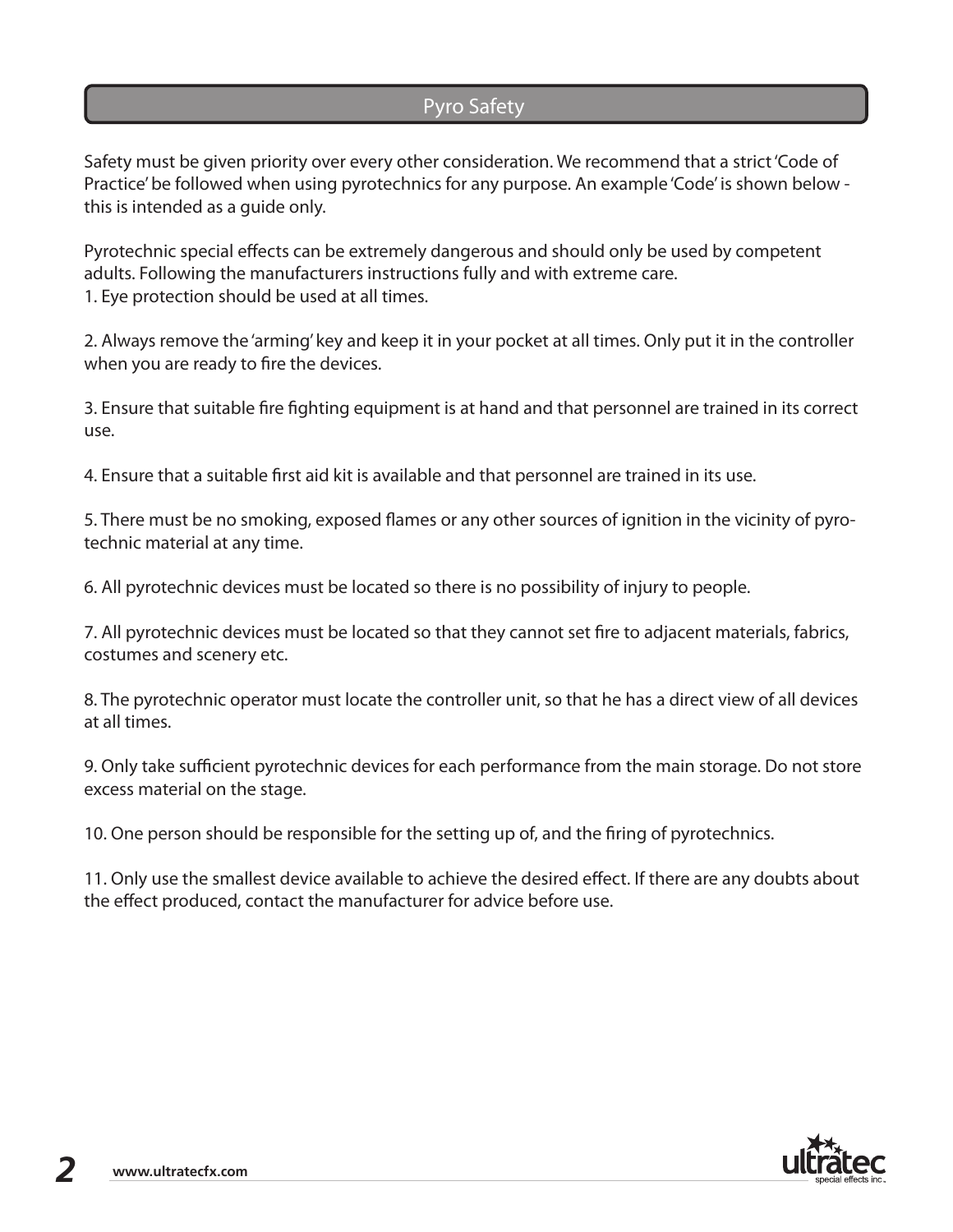# Pyro Safety

Safety must be given priority over every other consideration. We recommend that a strict 'Code of Practice' be followed when using pyrotechnics for any purpose. An example 'Code' is shown below - this is intended as a guide only.

Pyrotechnic special effects can be extremely dangerous and should only be used by competent adults. Following the manufacturers instructions fully and with extreme care.

1. Eye protection should be used at all times.

2. Always remove the 'arming' key and keep it in your pocket at all times. Only put it in the controller when you are ready to fire the devices.

3. Ensure that suitable fire fighting equipment is at hand and that personnel are trained in its correct use.

4. Ensure that a suitable first aid kit is available and that personnel are trained in its use.

5. There must be no smoking, exposed flames or any other sources of ignition in the vicinity of pyrotechnic material at any time.

6. All pyrotechnic devices must be located so there is no possibility of injury to people.

7. All pyrotechnic devices must be located so that they cannot set fire to adjacent materials, fabrics, costumes and scenery etc.

8. The pyrotechnic operator must locate the controller unit, so that he has a direct view of all devices at all times.

9. Only take sufficient pyrotechnic devices for each performance from the main storage. Do not store excess material on the stage.

10. One person should be responsible for the setting up of, and the firing of pyrotechnics.

11. Only use the smallest device available to achieve the desired effect. If there are any doubts about the effect produced, contact the manufacturer for advice before use.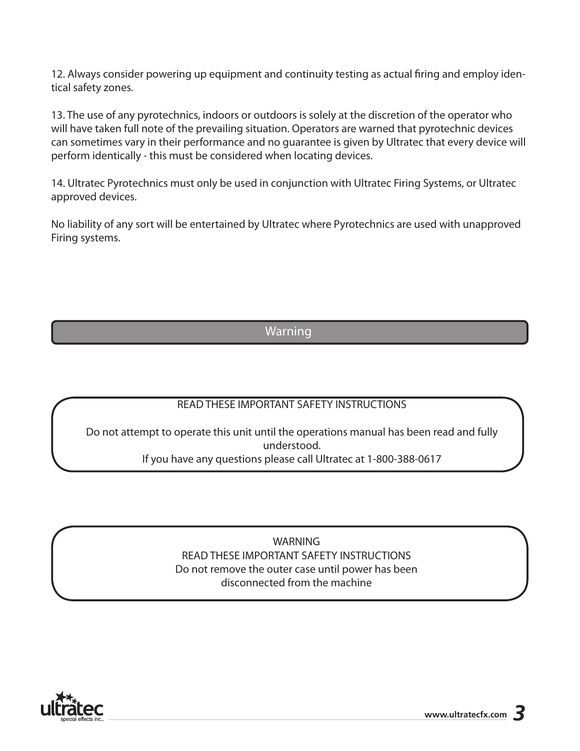12. Always consider powering up equipment and continuity testing as actual firing and employ identical safety zones.

13. The use of any pyrotechnics, indoors or outdoors is solely at the discretion of the operator who will have taken full note of the prevailing situation. Operators are warned that pyrotechnic devices can sometimes vary in their performance and no guarantee is given by Ultratec that every device will perform identically - this must be considered when locating devices.

14. Ultratec Pyrotechnics must only be used in conjunction with Ultratec Firing Systems, or Ultratec approved devices.

No liability of any sort will be entertained by Ultratec where Pyrotechnics are used with unapproved Firing systems.

## Warning

READ THESE IMPORTANT SAFETY INSTRUCTIONS

Do not attempt to operate this unit until the operations manual has been read and fully understood.
If you have any questions please call Ultratec at 1-800-388-0617

WARNING
READ THESE IMPORTANT SAFETY INSTRUCTIONS
Do not remove the outer case until power has been disconnected from the machine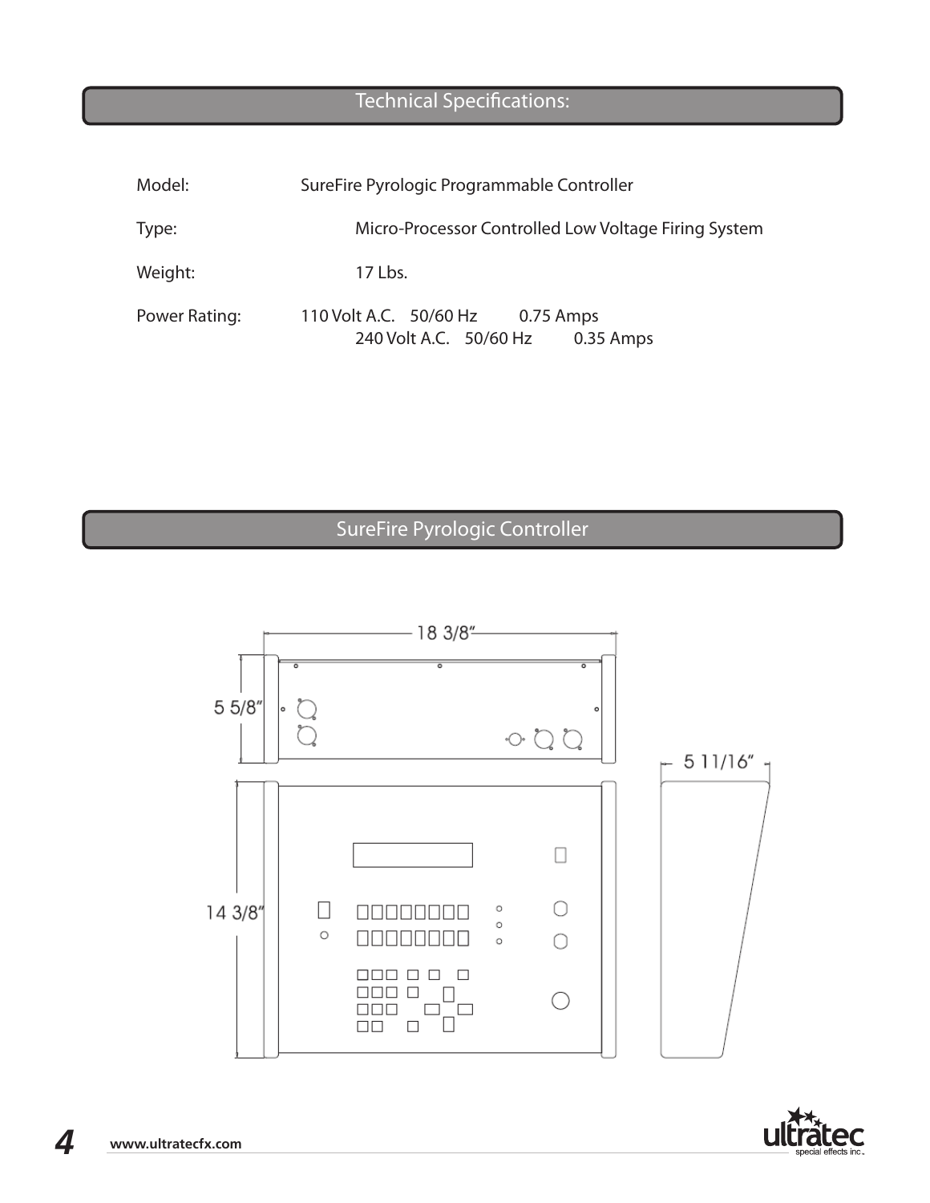## Technical Specifications:

| | |
|---|---|
| Model: | SureFire Pyrologic Programmable Controller |
| Type: | Micro-Processor Controlled Low Voltage Firing System |
| Weight: | 17 Lbs. |
| Power Rating: | 110 Volt A.C. 50/60 Hz 0.75 Amps<br>240 Volt A.C. 50/60 Hz 0.35 Amps |

## SureFire Pyrologic Controller

18 3/8"

5 5/8"

14 3/8"

5 11/16"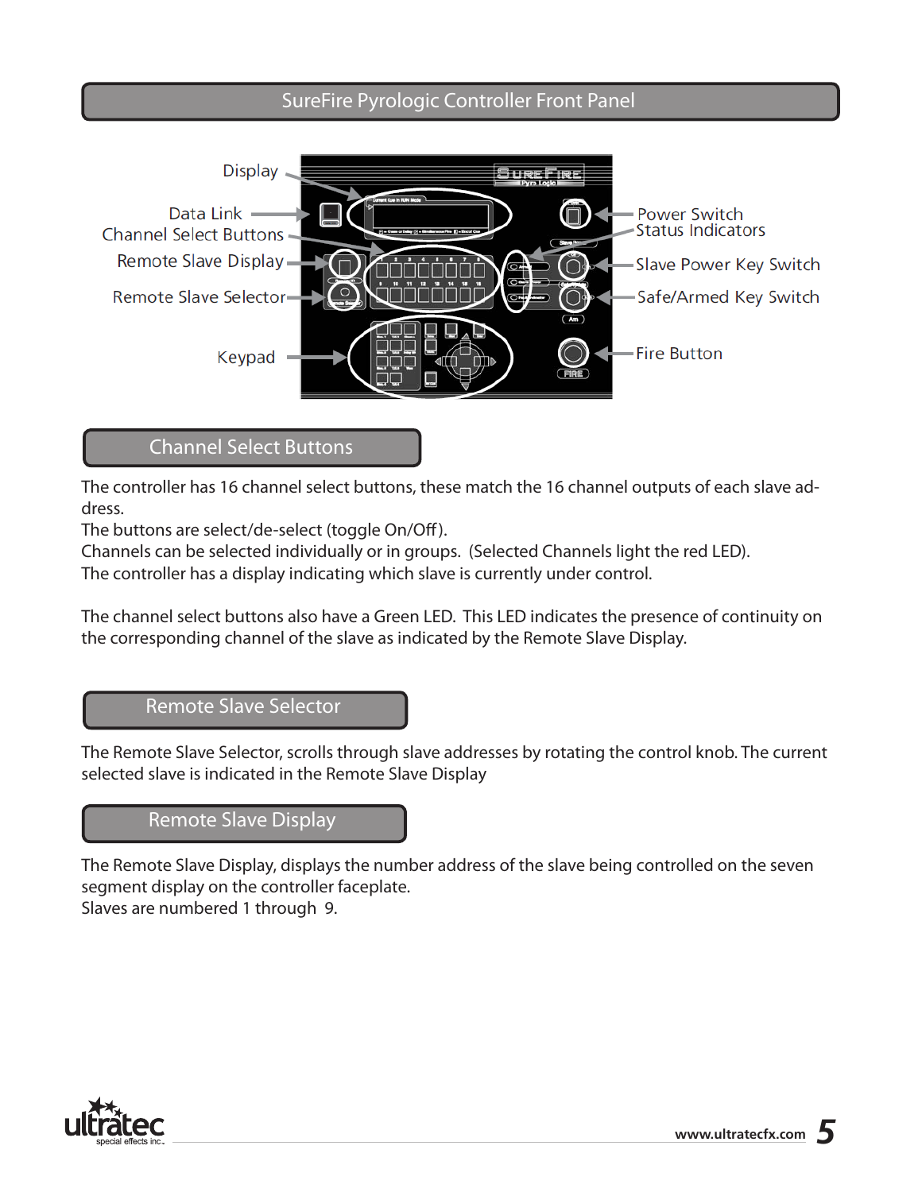# SureFire Pyrologic Controller Front Panel

Display
Data Link
Channel Select Buttons
Remote Slave Display
Remote Slave Selector
Keypad
Power Switch
Status Indicators
Slave Power Key Switch
Safe/Armed Key Switch
Fire Button

## Channel Select Buttons

The controller has 16 channel select buttons, these match the 16 channel outputs of each slave address.
The buttons are select/de-select (toggle On/Off).
Channels can be selected individually or in groups. (Selected Channels light the red LED).
The controller has a display indicating which slave is currently under control.

The channel select buttons also have a Green LED. This LED indicates the presence of continuity on the corresponding channel of the slave as indicated by the Remote Slave Display.

## Remote Slave Selector

The Remote Slave Selector, scrolls through slave addresses by rotating the control knob. The current selected slave is indicated in the Remote Slave Display

## Remote Slave Display

The Remote Slave Display, displays the number address of the slave being controlled on the seven segment display on the controller faceplate.
Slaves are numbered 1 through 9.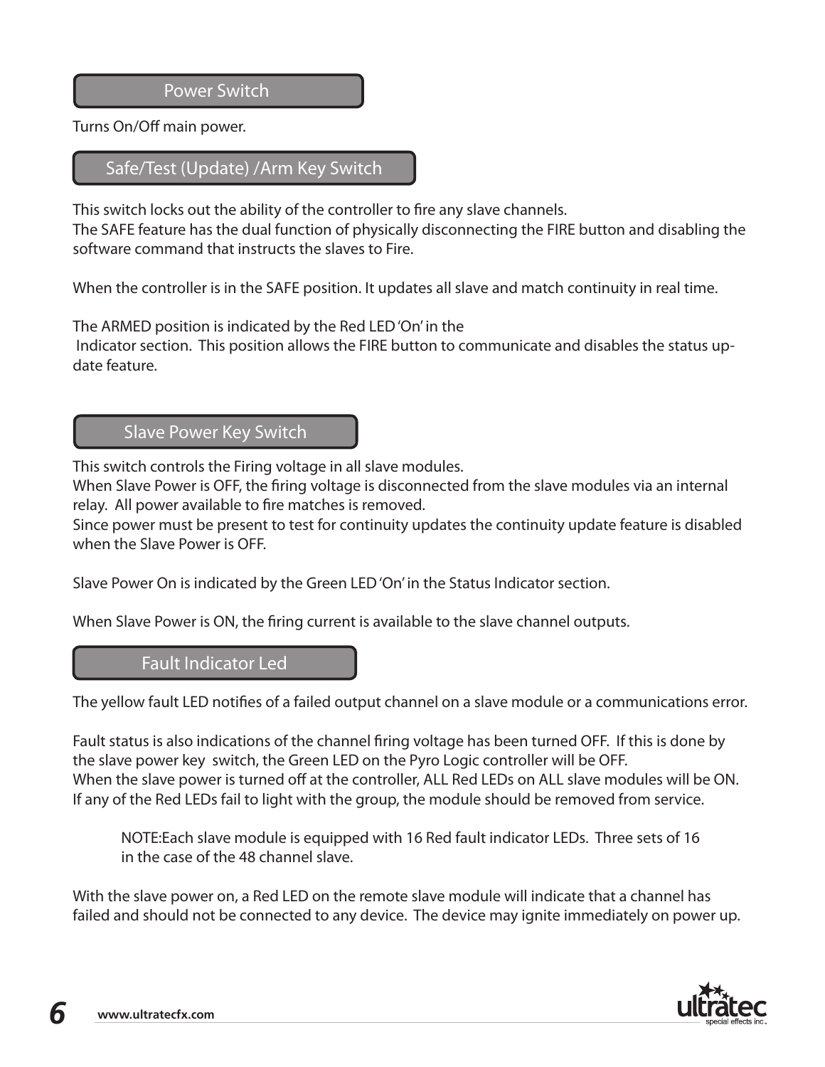## Power Switch

Turns On/Off main power.

## Safe/Test (Update) /Arm Key Switch

This switch locks out the ability of the controller to fire any slave channels.
The SAFE feature has the dual function of physically disconnecting the FIRE button and disabling the software command that instructs the slaves to Fire.

When the controller is in the SAFE position. It updates all slave and match continuity in real time.

The ARMED position is indicated by the Red LED 'On' in the Indicator section. This position allows the FIRE button to communicate and disables the status update feature.

## Slave Power Key Switch

This switch controls the Firing voltage in all slave modules.
When Slave Power is OFF, the firing voltage is disconnected from the slave modules via an internal relay. All power available to fire matches is removed.
Since power must be present to test for continuity updates the continuity update feature is disabled when the Slave Power is OFF.

Slave Power On is indicated by the Green LED 'On' in the Status Indicator section.

When Slave Power is ON, the firing current is available to the slave channel outputs.

## Fault Indicator Led

The yellow fault LED notifies of a failed output channel on a slave module or a communications error.

Fault status is also indications of the channel firing voltage has been turned OFF. If this is done by the slave power key switch, the Green LED on the Pyro Logic controller will be OFF.
When the slave power is turned off at the controller, ALL Red LEDs on ALL slave modules will be ON.
If any of the Red LEDs fail to light with the group, the module should be removed from service.

> NOTE:Each slave module is equipped with 16 Red fault indicator LEDs. Three sets of 16 in the case of the 48 channel slave.

With the slave power on, a Red LED on the remote slave module will indicate that a channel has failed and should not be connected to any device. The device may ignite immediately on power up.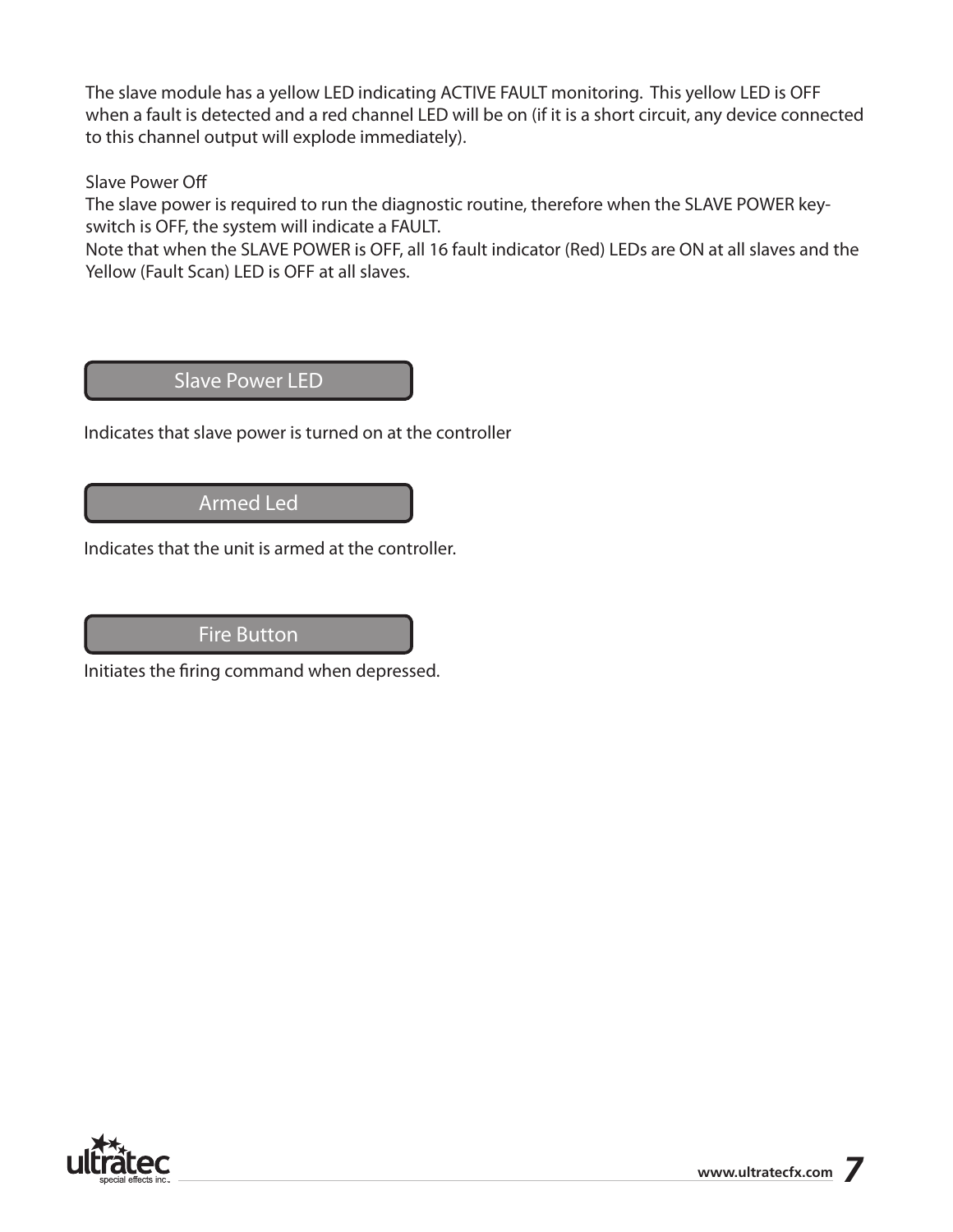The slave module has a yellow LED indicating ACTIVE FAULT monitoring. This yellow LED is OFF when a fault is detected and a red channel LED will be on (if it is a short circuit, any device connected to this channel output will explode immediately).

Slave Power Off

The slave power is required to run the diagnostic routine, therefore when the SLAVE POWER key-switch is OFF, the system will indicate a FAULT.

Note that when the SLAVE POWER is OFF, all 16 fault indicator (Red) LEDs are ON at all slaves and the Yellow (Fault Scan) LED is OFF at all slaves.

## Slave Power LED

Indicates that slave power is turned on at the controller

## Armed Led

Indicates that the unit is armed at the controller.

## Fire Button

Initiates the firing command when depressed.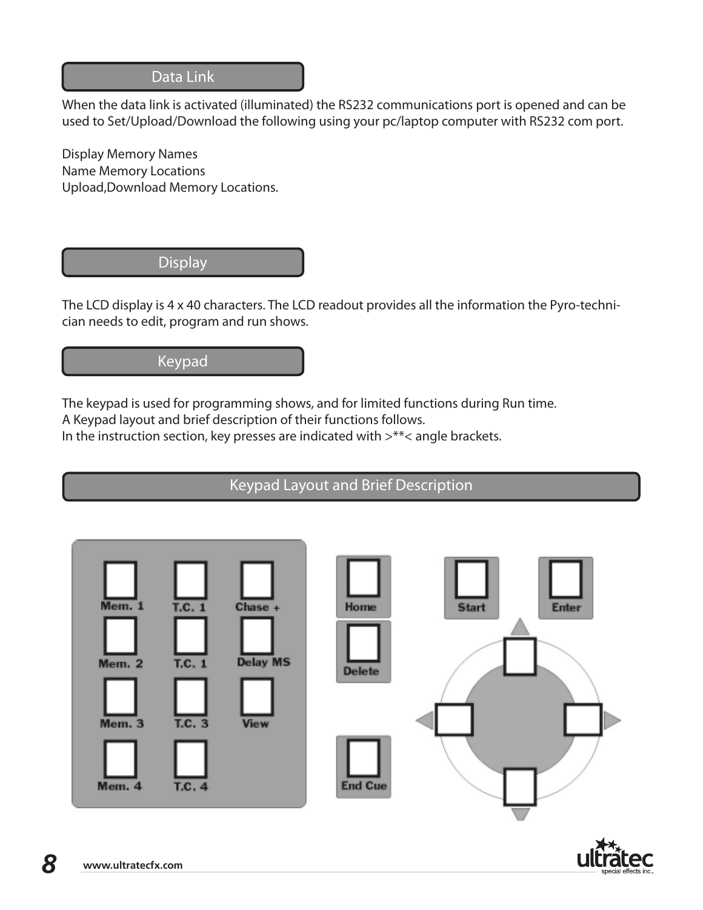## Data Link

When the data link is activated (illuminated) the RS232 communications port is opened and can be used to Set/Upload/Download the following using your pc/laptop computer with RS232 com port.

Display Memory Names
Name Memory Locations
Upload,Download Memory Locations.

## Display

The LCD display is 4 x 40 characters. The LCD readout provides all the information the Pyro-technician needs to edit, program and run shows.

## Keypad

The keypad is used for programming shows, and for limited functions during Run time.
A Keypad layout and brief description of their functions follows.
In the instruction section, key presses are indicated with >**< angle brackets.

## Keypad Layout and Brief Description

Mem. 1 T.C. 1 Chase +
Mem. 2 T.C. 1 Delay MS
Mem. 3 T.C. 3 View
Mem. 4 T.C. 4

Home
Delete
End Cue

Start Enter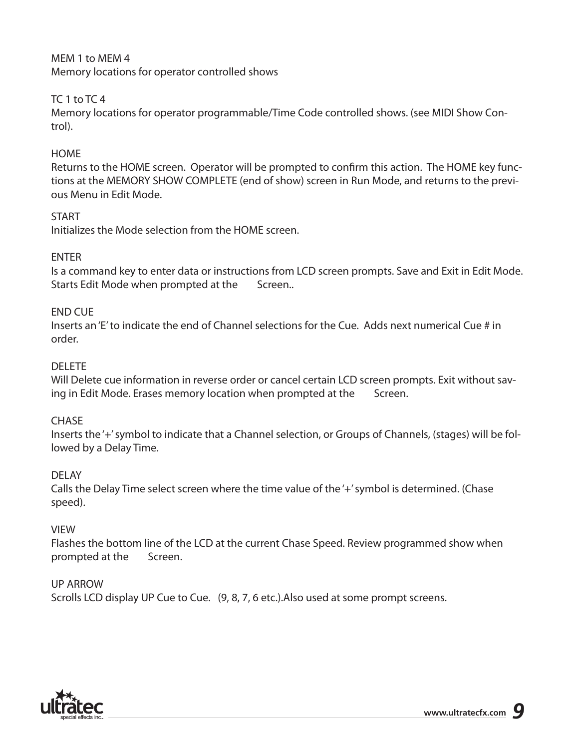MEM 1 to MEM 4
Memory locations for operator controlled shows

TC 1 to TC 4
Memory locations for operator programmable/Time Code controlled shows. (see MIDI Show Control).

HOME
Returns to the HOME screen. Operator will be prompted to confirm this action. The HOME key functions at the MEMORY SHOW COMPLETE (end of show) screen in Run Mode, and returns to the previous Menu in Edit Mode.

START
Initializes the Mode selection from the HOME screen.

ENTER
Is a command key to enter data or instructions from LCD screen prompts. Save and Exit in Edit Mode. Starts Edit Mode when prompted at the Screen..

END CUE
Inserts an 'E' to indicate the end of Channel selections for the Cue. Adds next numerical Cue # in order.

DELETE
Will Delete cue information in reverse order or cancel certain LCD screen prompts. Exit without saving in Edit Mode. Erases memory location when prompted at the Screen.

CHASE
Inserts the '+' symbol to indicate that a Channel selection, or Groups of Channels, (stages) will be followed by a Delay Time.

DELAY
Calls the Delay Time select screen where the time value of the '+' symbol is determined. (Chase speed).

VIEW
Flashes the bottom line of the LCD at the current Chase Speed. Review programmed show when prompted at the Screen.

UP ARROW
Scrolls LCD display UP Cue to Cue. (9, 8, 7, 6 etc.).Also used at some prompt screens.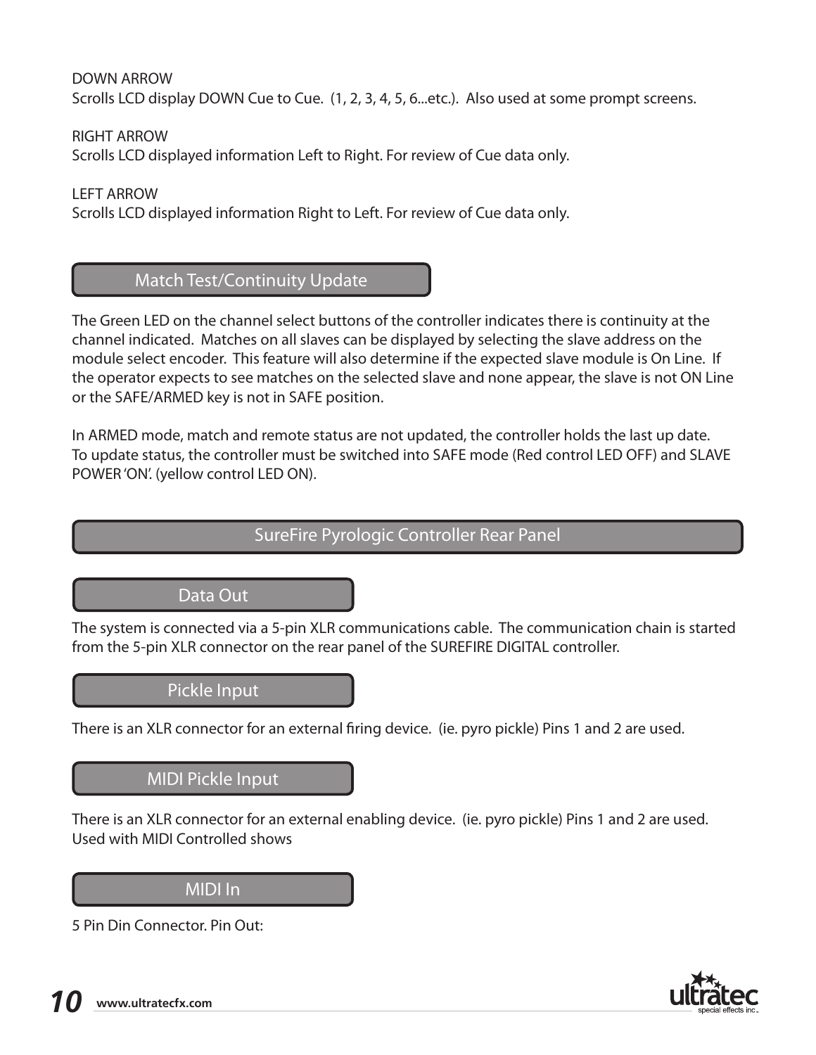DOWN ARROW
Scrolls LCD display DOWN Cue to Cue. (1, 2, 3, 4, 5, 6...etc.). Also used at some prompt screens.

RIGHT ARROW
Scrolls LCD displayed information Left to Right. For review of Cue data only.

LEFT ARROW
Scrolls LCD displayed information Right to Left. For review of Cue data only.

## Match Test/Continuity Update

The Green LED on the channel select buttons of the controller indicates there is continuity at the channel indicated. Matches on all slaves can be displayed by selecting the slave address on the module select encoder. This feature will also determine if the expected slave module is On Line. If the operator expects to see matches on the selected slave and none appear, the slave is not ON Line or the SAFE/ARMED key is not in SAFE position.

In ARMED mode, match and remote status are not updated, the controller holds the last up date. To update status, the controller must be switched into SAFE mode (Red control LED OFF) and SLAVE POWER 'ON'. (yellow control LED ON).

## SureFire Pyrologic Controller Rear Panel

### Data Out

The system is connected via a 5-pin XLR communications cable. The communication chain is started from the 5-pin XLR connector on the rear panel of the SUREFIRE DIGITAL controller.

### Pickle Input

There is an XLR connector for an external firing device. (ie. pyro pickle) Pins 1 and 2 are used.

### MIDI Pickle Input

There is an XLR connector for an external enabling device. (ie. pyro pickle) Pins 1 and 2 are used.
Used with MIDI Controlled shows

### MIDI In

5 Pin Din Connector. Pin Out: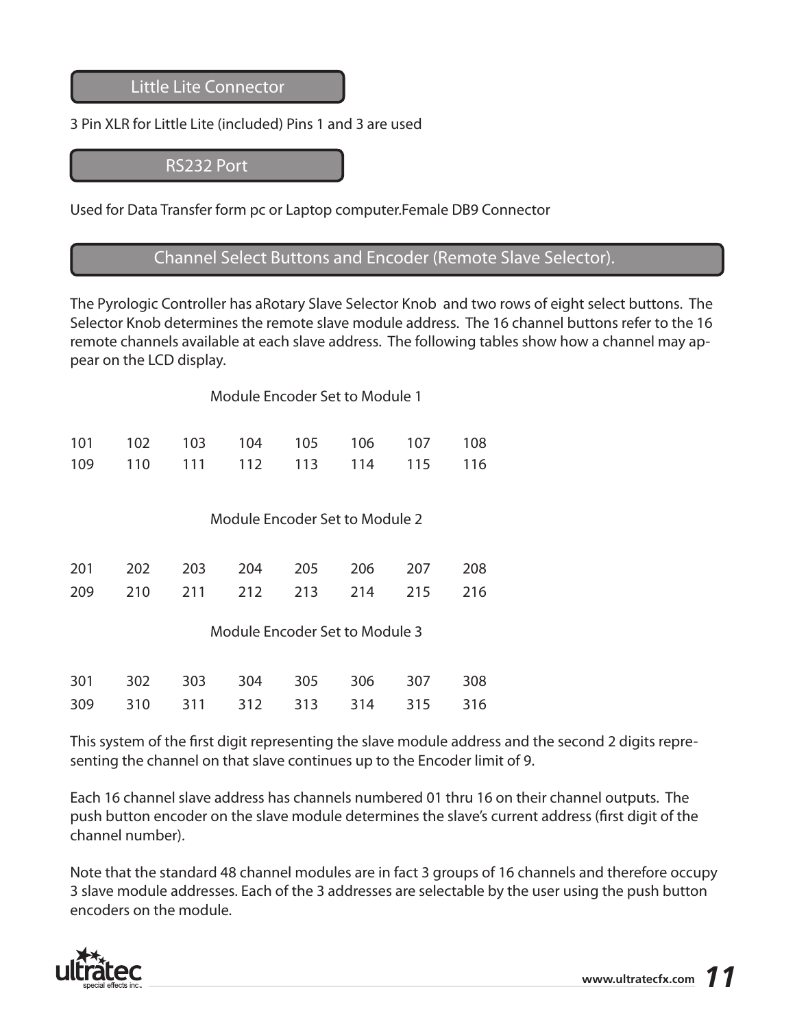## Little Lite Connector

3 Pin XLR for Little Lite (included) Pins 1 and 3 are used

## RS232 Port

Used for Data Transfer form pc or Laptop computer.Female DB9 Connector

## Channel Select Buttons and Encoder (Remote Slave Selector).

The Pyrologic Controller has aRotary Slave Selector Knob and two rows of eight select buttons. The Selector Knob determines the remote slave module address. The 16 channel buttons refer to the 16 remote channels available at each slave address. The following tables show how a channel may appear on the LCD display.

Module Encoder Set to Module 1

| | | | | | | | |
|---|---|---|---|---|---|---|---|
| 101 | 102 | 103 | 104 | 105 | 106 | 107 | 108 |
| 109 | 110 | 111 | 112 | 113 | 114 | 115 | 116 |

Module Encoder Set to Module 2

| | | | | | | | |
|---|---|---|---|---|---|---|---|
| 201 | 202 | 203 | 204 | 205 | 206 | 207 | 208 |
| 209 | 210 | 211 | 212 | 213 | 214 | 215 | 216 |

Module Encoder Set to Module 3

| | | | | | | | |
|---|---|---|---|---|---|---|---|
| 301 | 302 | 303 | 304 | 305 | 306 | 307 | 308 |
| 309 | 310 | 311 | 312 | 313 | 314 | 315 | 316 |

This system of the first digit representing the slave module address and the second 2 digits representing the channel on that slave continues up to the Encoder limit of 9.

Each 16 channel slave address has channels numbered 01 thru 16 on their channel outputs. The push button encoder on the slave module determines the slave's current address (first digit of the channel number).

Note that the standard 48 channel modules are in fact 3 groups of 16 channels and therefore occupy 3 slave module addresses. Each of the 3 addresses are selectable by the user using the push button encoders on the module.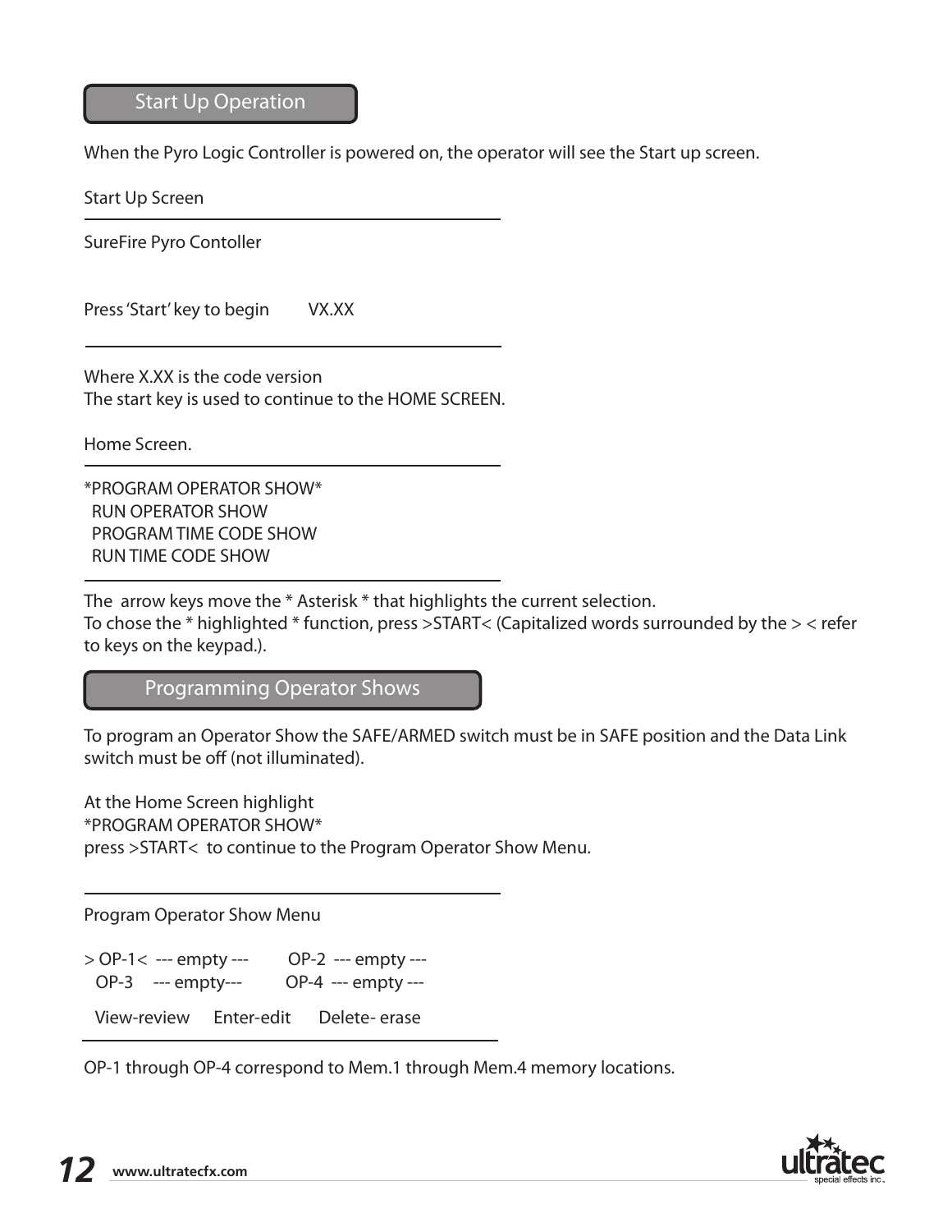## Start Up Operation

When the Pyro Logic Controller is powered on, the operator will see the Start up screen.

Start Up Screen

```
SureFire Pyro Contoller


Press 'Start' key to begin         VX.XX
```

Where X.XX is the code version
The start key is used to continue to the HOME SCREEN.

Home Screen.

```
*PROGRAM OPERATOR SHOW*
  RUN OPERATOR SHOW
  PROGRAM TIME CODE SHOW
  RUN TIME CODE SHOW
```

The arrow keys move the * Asterisk * that highlights the current selection.
To chose the * highlighted * function, press >START< (Capitalized words surrounded by the > < refer to keys on the keypad.).

## Programming Operator Shows

To program an Operator Show the SAFE/ARMED switch must be in SAFE position and the Data Link switch must be off (not illuminated).

At the Home Screen highlight
*PROGRAM OPERATOR SHOW*
press >START< to continue to the Program Operator Show Menu.

```
Program Operator Show Menu

> OP-1<  --- empty ---       OP-2  --- empty ---
  OP-3    --- empty---        OP-4  --- empty ---

  View-review     Enter-edit      Delete- erase
```

OP-1 through OP-4 correspond to Mem.1 through Mem.4 memory locations.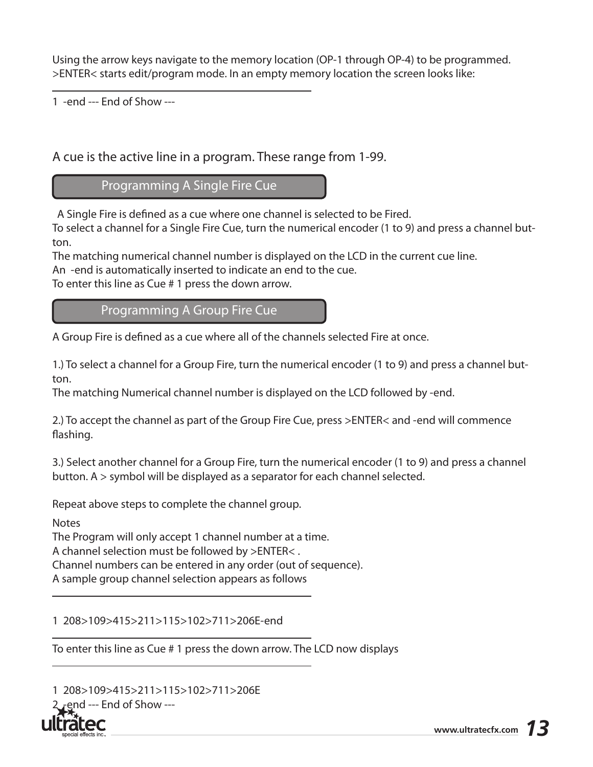Using the arrow keys navigate to the memory location (OP-1 through OP-4) to be programmed. >ENTER< starts edit/program mode. In an empty memory location the screen looks like:

---

1  -end --- End of Show ---

A cue is the active line in a program. These range from 1-99.

## Programming A Single Fire Cue

A Single Fire is defined as a cue where one channel is selected to be Fired.
To select a channel for a Single Fire Cue, turn the numerical encoder (1 to 9) and press a channel button.
The matching numerical channel number is displayed on the LCD in the current cue line.
An  -end is automatically inserted to indicate an end to the cue.
To enter this line as Cue # 1 press the down arrow.

## Programming A Group Fire Cue

A Group Fire is defined as a cue where all of the channels selected Fire at once.

1.) To select a channel for a Group Fire, turn the numerical encoder (1 to 9) and press a channel button.
The matching Numerical channel number is displayed on the LCD followed by -end.

2.) To accept the channel as part of the Group Fire Cue, press >ENTER< and -end will commence flashing.

3.) Select another channel for a Group Fire, turn the numerical encoder (1 to 9) and press a channel button. A > symbol will be displayed as a separator for each channel selected.

Repeat above steps to complete the channel group.

Notes
The Program will only accept 1 channel number at a time.
A channel selection must be followed by >ENTER< .
Channel numbers can be entered in any order (out of sequence).
A sample group channel selection appears as follows

---

1  208>109>415>211>115>102>711>206E-end

---

To enter this line as Cue # 1 press the down arrow. The LCD now displays

---

1  208>109>415>211>115>102>711>206E
2  -end --- End of Show ---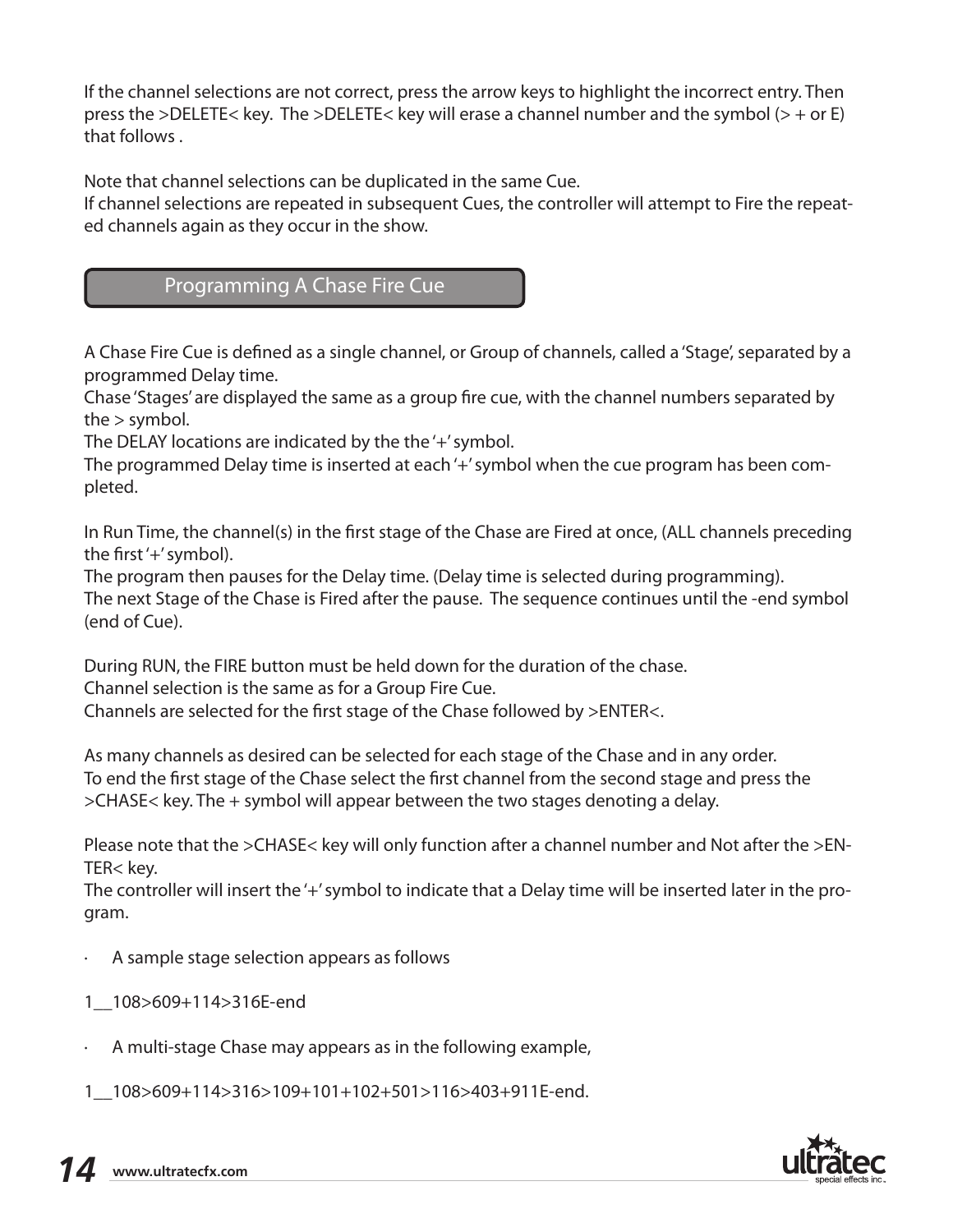If the channel selections are not correct, press the arrow keys to highlight the incorrect entry. Then press the >DELETE< key. The >DELETE< key will erase a channel number and the symbol (> + or E) that follows .

Note that channel selections can be duplicated in the same Cue.
If channel selections are repeated in subsequent Cues, the controller will attempt to Fire the repeated channels again as they occur in the show.

## Programming A Chase Fire Cue

A Chase Fire Cue is defined as a single channel, or Group of channels, called a 'Stage', separated by a programmed Delay time.
Chase 'Stages' are displayed the same as a group fire cue, with the channel numbers separated by the > symbol.
The DELAY locations are indicated by the the '+' symbol.
The programmed Delay time is inserted at each '+' symbol when the cue program has been completed.

In Run Time, the channel(s) in the first stage of the Chase are Fired at once, (ALL channels preceding the first '+' symbol).
The program then pauses for the Delay time. (Delay time is selected during programming).
The next Stage of the Chase is Fired after the pause. The sequence continues until the -end symbol (end of Cue).

During RUN, the FIRE button must be held down for the duration of the chase.
Channel selection is the same as for a Group Fire Cue.
Channels are selected for the first stage of the Chase followed by >ENTER<.

As many channels as desired can be selected for each stage of the Chase and in any order.
To end the first stage of the Chase select the first channel from the second stage and press the >CHASE< key. The + symbol will appear between the two stages denoting a delay.

Please note that the >CHASE< key will only function after a channel number and Not after the >ENTER< key.
The controller will insert the '+' symbol to indicate that a Delay time will be inserted later in the program.

- A sample stage selection appears as follows

1__108>609+114>316E-end

- A multi-stage Chase may appears as in the following example,

1__108>609+114>316>109+101+102+501>116>403+911E-end.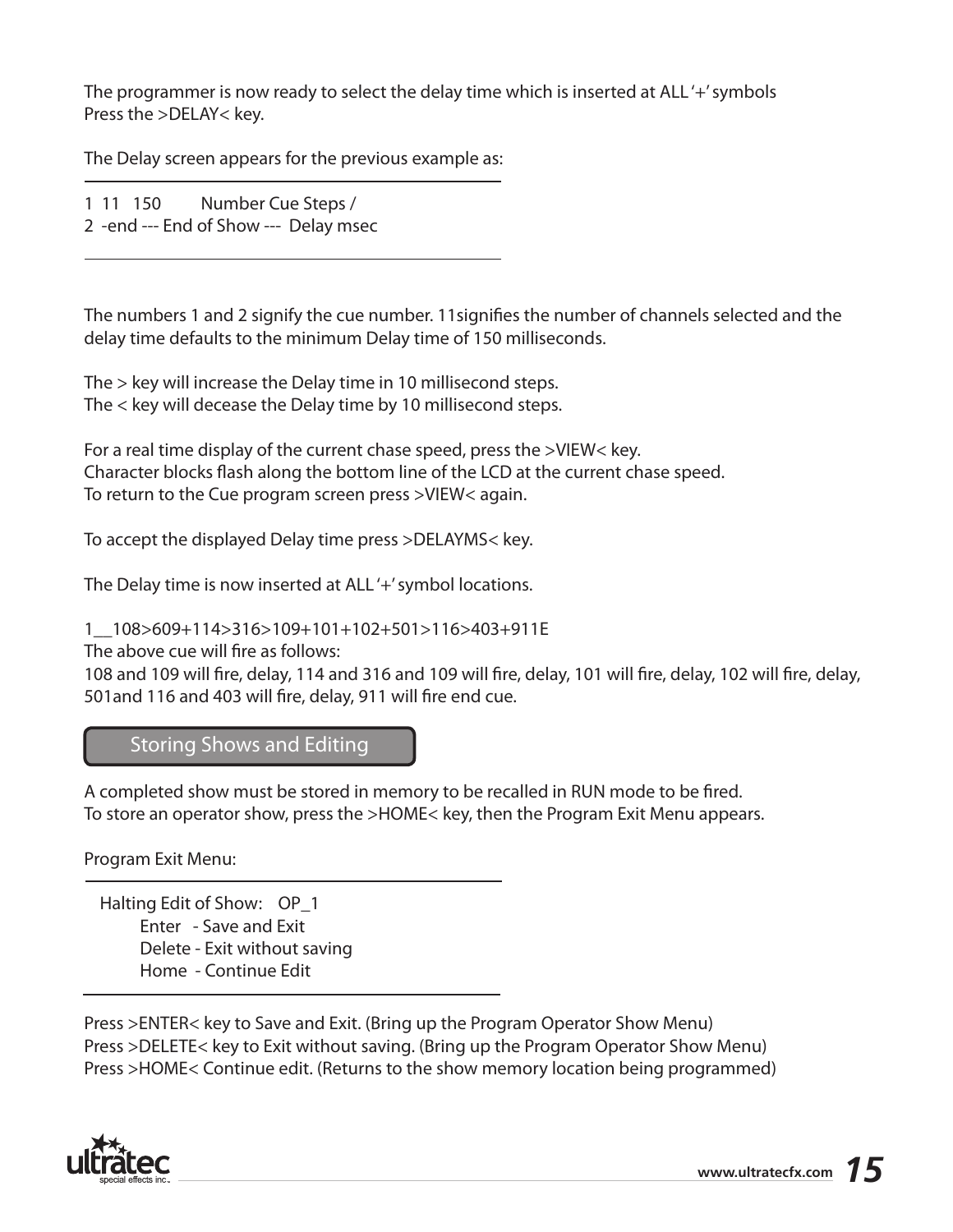The programmer is now ready to select the delay time which is inserted at ALL '+' symbols
Press the >DELAY< key.

The Delay screen appears for the previous example as:

```
1  11   150        Number Cue Steps /
2  -end --- End of Show ---  Delay msec
```

The numbers 1 and 2 signify the cue number. 11signifies the number of channels selected and the delay time defaults to the minimum Delay time of 150 milliseconds.

The > key will increase the Delay time in 10 millisecond steps.
The < key will decease the Delay time by 10 millisecond steps.

For a real time display of the current chase speed, press the >VIEW< key.
Character blocks flash along the bottom line of the LCD at the current chase speed.
To return to the Cue program screen press >VIEW< again.

To accept the displayed Delay time press >DELAYMS< key.

The Delay time is now inserted at ALL '+' symbol locations.

1__108>609+114>316>109+101+102+501>116>403+911E
The above cue will fire as follows:
108 and 109 will fire, delay, 114 and 316 and 109 will fire, delay, 101 will fire, delay, 102 will fire, delay, 501and 116 and 403 will fire, delay, 911 will fire end cue.

## Storing Shows and Editing

A completed show must be stored in memory to be recalled in RUN mode to be fired.
To store an operator show, press the >HOME< key, then the Program Exit Menu appears.

Program Exit Menu:

```
Halting Edit of Show:    OP_1
      Enter   - Save and Exit
      Delete - Exit without saving
      Home  - Continue Edit
```

Press >ENTER< key to Save and Exit. (Bring up the Program Operator Show Menu)
Press >DELETE< key to Exit without saving. (Bring up the Program Operator Show Menu)
Press >HOME< Continue edit. (Returns to the show memory location being programmed)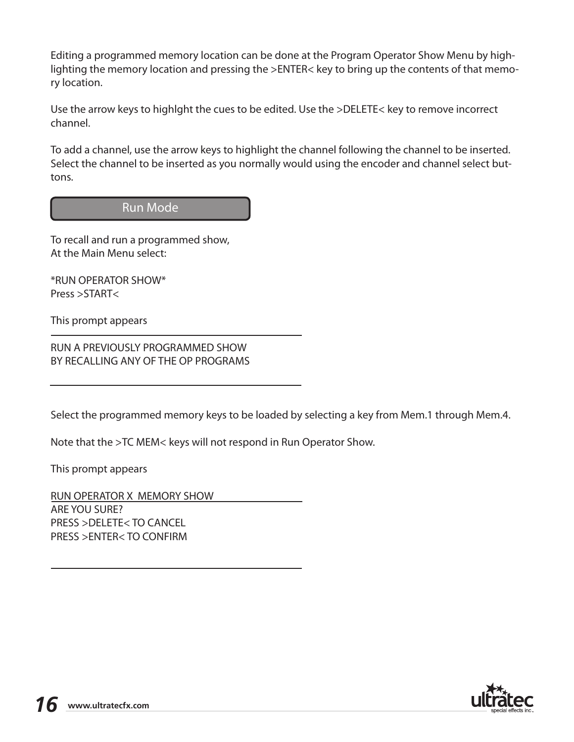Editing a programmed memory location can be done at the Program Operator Show Menu by highlighting the memory location and pressing the >ENTER< key to bring up the contents of that memory location.

Use the arrow keys to highlght the cues to be edited. Use the >DELETE< key to remove incorrect channel.

To add a channel, use the arrow keys to highlight the channel following the channel to be inserted. Select the channel to be inserted as you normally would using the encoder and channel select buttons.

## Run Mode

To recall and run a programmed show,
At the Main Menu select:

*RUN OPERATOR SHOW*
Press >START<

This prompt appears

---

RUN A PREVIOUSLY PROGRAMMED SHOW
BY RECALLING ANY OF THE OP PROGRAMS

---

Select the programmed memory keys to be loaded by selecting a key from Mem.1 through Mem.4.

Note that the >TC MEM< keys will not respond in Run Operator Show.

This prompt appears

RUN OPERATOR X  MEMORY SHOW

---

ARE YOU SURE?
PRESS >DELETE< TO CANCEL
PRESS >ENTER< TO CONFIRM

---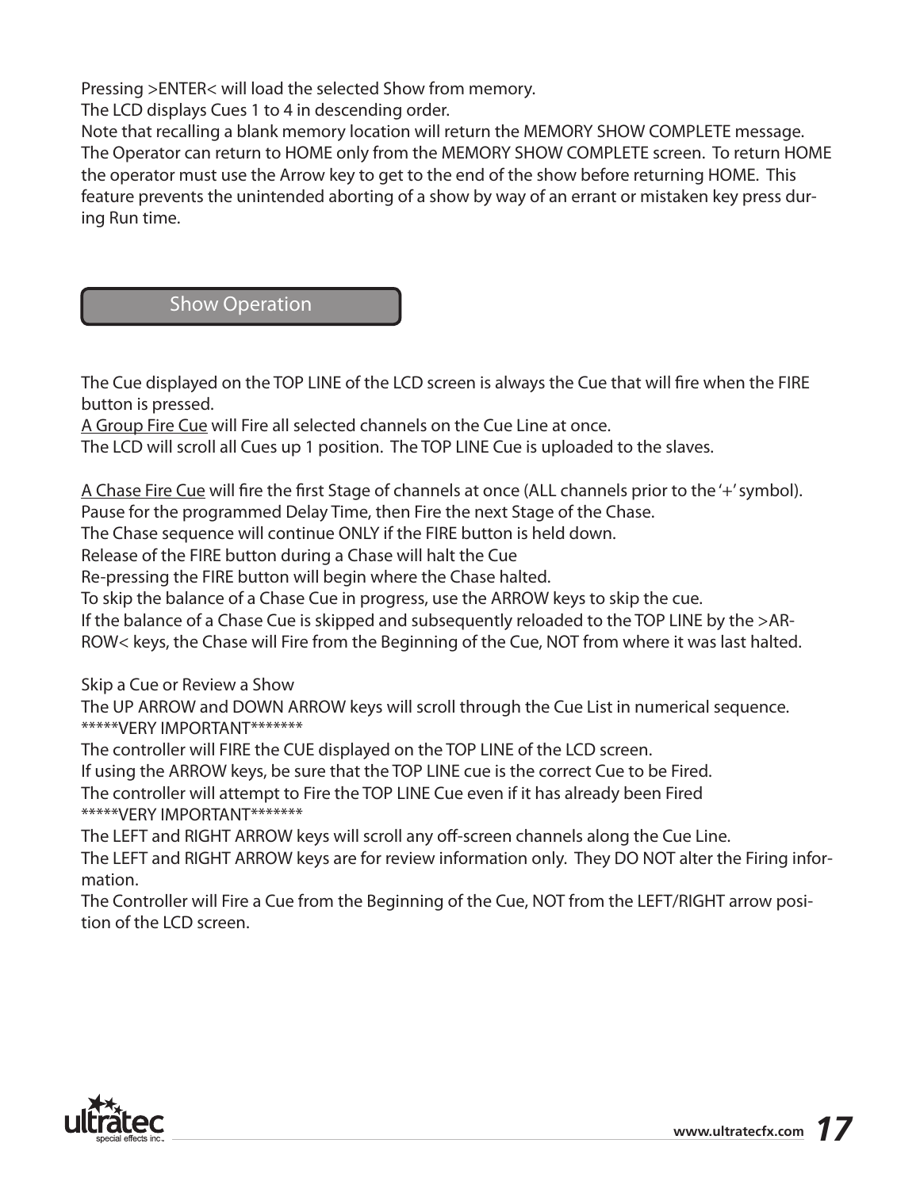Pressing >ENTER< will load the selected Show from memory.
The LCD displays Cues 1 to 4 in descending order.
Note that recalling a blank memory location will return the MEMORY SHOW COMPLETE message.
The Operator can return to HOME only from the MEMORY SHOW COMPLETE screen. To return HOME the operator must use the Arrow key to get to the end of the show before returning HOME. This feature prevents the unintended aborting of a show by way of an errant or mistaken key press during Run time.

## Show Operation

The Cue displayed on the TOP LINE of the LCD screen is always the Cue that will fire when the FIRE button is pressed.
<u>A Group Fire Cue</u> will Fire all selected channels on the Cue Line at once.
The LCD will scroll all Cues up 1 position. The TOP LINE Cue is uploaded to the slaves.

<u>A Chase Fire Cue</u> will fire the first Stage of channels at once (ALL channels prior to the '+' symbol).
Pause for the programmed Delay Time, then Fire the next Stage of the Chase.
The Chase sequence will continue ONLY if the FIRE button is held down.
Release of the FIRE button during a Chase will halt the Cue
Re-pressing the FIRE button will begin where the Chase halted.
To skip the balance of a Chase Cue in progress, use the ARROW keys to skip the cue.
If the balance of a Chase Cue is skipped and subsequently reloaded to the TOP LINE by the >ARROW< keys, the Chase will Fire from the Beginning of the Cue, NOT from where it was last halted.

Skip a Cue or Review a Show
The UP ARROW and DOWN ARROW keys will scroll through the Cue List in numerical sequence.
*****VERY IMPORTANT*******
The controller will FIRE the CUE displayed on the TOP LINE of the LCD screen.
If using the ARROW keys, be sure that the TOP LINE cue is the correct Cue to be Fired.
The controller will attempt to Fire the TOP LINE Cue even if it has already been Fired
*****VERY IMPORTANT*******
The LEFT and RIGHT ARROW keys will scroll any off-screen channels along the Cue Line.
The LEFT and RIGHT ARROW keys are for review information only. They DO NOT alter the Firing information.
The Controller will Fire a Cue from the Beginning of the Cue, NOT from the LEFT/RIGHT arrow position of the LCD screen.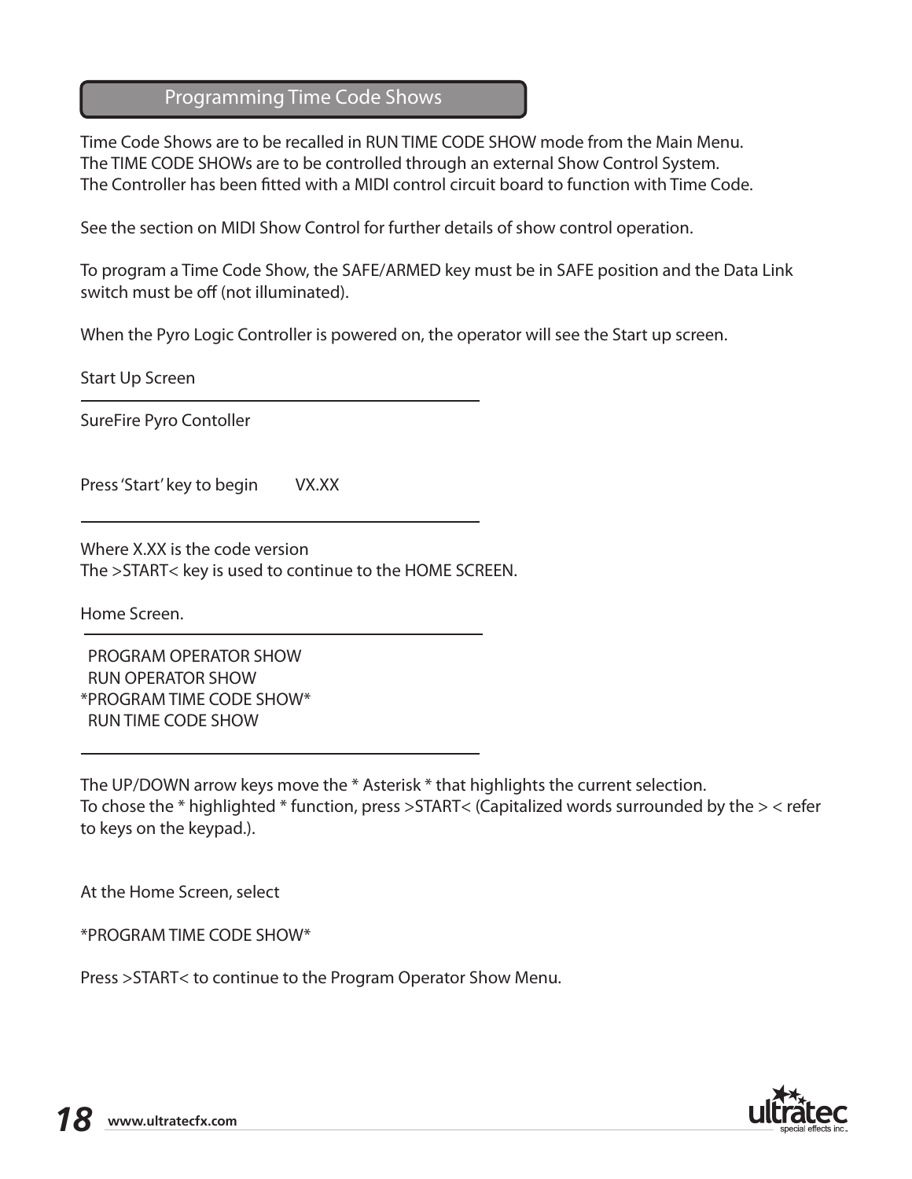## Programming Time Code Shows

Time Code Shows are to be recalled in RUN TIME CODE SHOW mode from the Main Menu.
The TIME CODE SHOWs are to be controlled through an external Show Control System.
The Controller has been fitted with a MIDI control circuit board to function with Time Code.

See the section on MIDI Show Control for further details of show control operation.

To program a Time Code Show, the SAFE/ARMED key must be in SAFE position and the Data Link switch must be off (not illuminated).

When the Pyro Logic Controller is powered on, the operator will see the Start up screen.

Start Up Screen

---

SureFire Pyro Contoller

Press 'Start' key to begin    VX.XX

---

Where X.XX is the code version
The >START< key is used to continue to the HOME SCREEN.

Home Screen.

---

```
  PROGRAM OPERATOR SHOW
  RUN OPERATOR SHOW
*PROGRAM TIME CODE SHOW*
  RUN TIME CODE SHOW
```

---

The UP/DOWN arrow keys move the * Asterisk * that highlights the current selection.
To chose the * highlighted * function, press >START< (Capitalized words surrounded by the > < refer to keys on the keypad.).

At the Home Screen, select

*PROGRAM TIME CODE SHOW*

Press >START< to continue to the Program Operator Show Menu.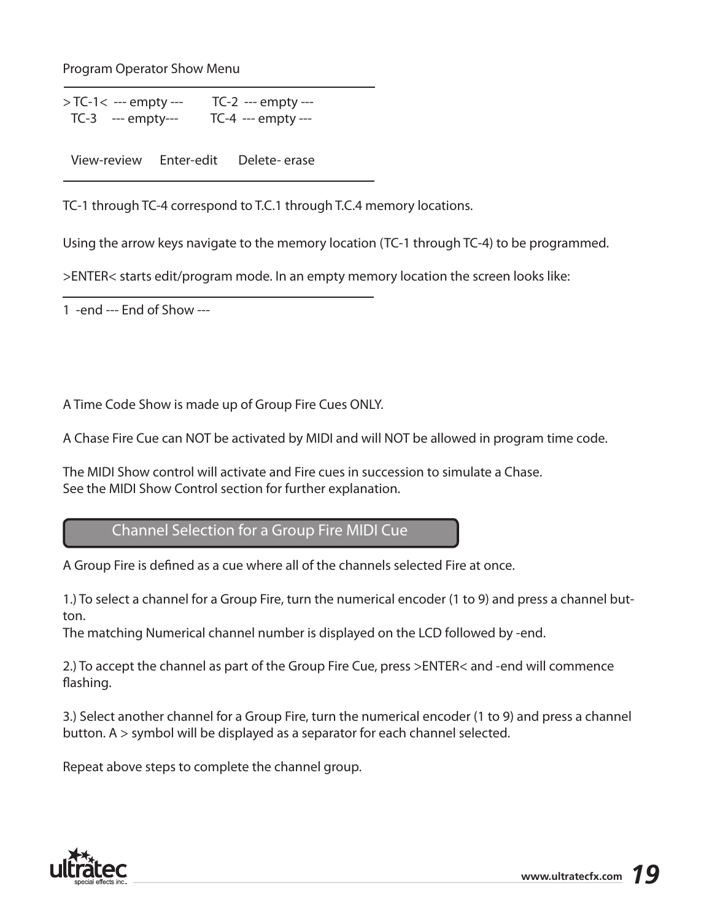Program Operator Show Menu

```
> TC-1<  --- empty ---      TC-2  --- empty ---
  TC-3    --- empty---      TC-4  --- empty ---

  View-review    Enter-edit    Delete- erase
```

TC-1 through TC-4 correspond to T.C.1 through T.C.4 memory locations.

Using the arrow keys navigate to the memory location (TC-1 through TC-4) to be programmed.

>ENTER< starts edit/program mode. In an empty memory location the screen looks like:

```
1  -end --- End of Show ---
```

A Time Code Show is made up of Group Fire Cues ONLY.

A Chase Fire Cue can NOT be activated by MIDI and will NOT be allowed in program time code.

The MIDI Show control will activate and Fire cues in succession to simulate a Chase.
See the MIDI Show Control section for further explanation.

## Channel Selection for a Group Fire MIDI Cue

A Group Fire is defined as a cue where all of the channels selected Fire at once.

1.) To select a channel for a Group Fire, turn the numerical encoder (1 to 9) and press a channel button.
The matching Numerical channel number is displayed on the LCD followed by -end.

2.) To accept the channel as part of the Group Fire Cue, press >ENTER< and -end will commence flashing.

3.) Select another channel for a Group Fire, turn the numerical encoder (1 to 9) and press a channel button. A > symbol will be displayed as a separator for each channel selected.

Repeat above steps to complete the channel group.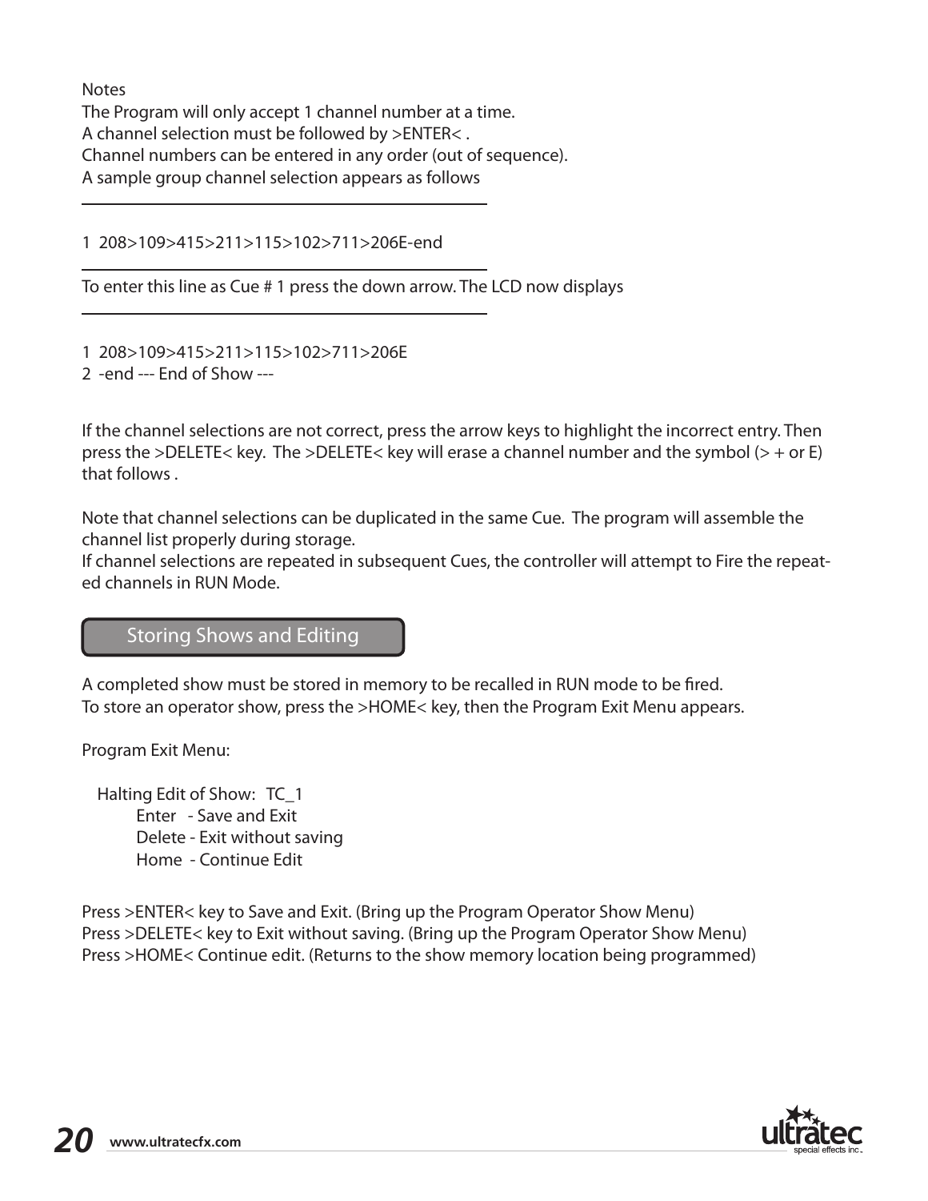Notes

The Program will only accept 1 channel number at a time.
A channel selection must be followed by >ENTER< .
Channel numbers can be entered in any order (out of sequence).
A sample group channel selection appears as follows

---

1  208>109>415>211>115>102>711>206E-end

---

To enter this line as Cue # 1 press the down arrow. The LCD now displays

---

1  208>109>415>211>115>102>711>206E
2  -end --- End of Show ---

If the channel selections are not correct, press the arrow keys to highlight the incorrect entry. Then press the >DELETE< key.  The >DELETE< key will erase a channel number and the symbol (> + or E) that follows .

Note that channel selections can be duplicated in the same Cue.  The program will assemble the channel list properly during storage.
If channel selections are repeated in subsequent Cues, the controller will attempt to Fire the repeated channels in RUN Mode.

## Storing Shows and Editing

A completed show must be stored in memory to be recalled in RUN mode to be fired.
To store an operator show, press the >HOME< key, then the Program Exit Menu appears.

Program Exit Menu:

```
Halting Edit of Show:   TC_1
        Enter   - Save and Exit
        Delete - Exit without saving
        Home  - Continue Edit
```

Press >ENTER< key to Save and Exit. (Bring up the Program Operator Show Menu)
Press >DELETE< key to Exit without saving. (Bring up the Program Operator Show Menu)
Press >HOME< Continue edit. (Returns to the show memory location being programmed)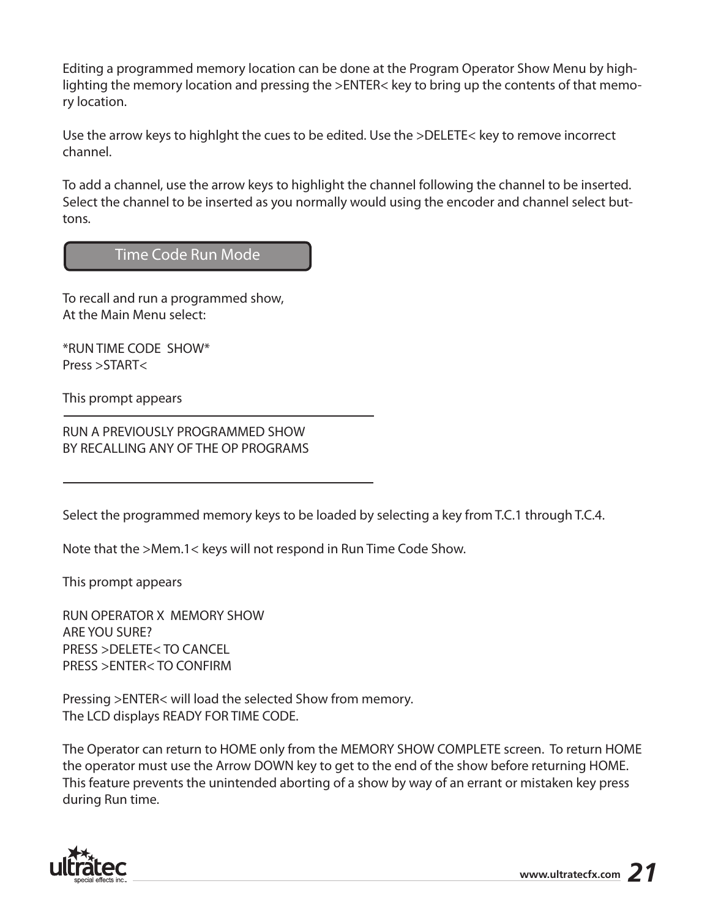Editing a programmed memory location can be done at the Program Operator Show Menu by highlighting the memory location and pressing the >ENTER< key to bring up the contents of that memory location.

Use the arrow keys to highlght the cues to be edited. Use the >DELETE< key to remove incorrect channel.

To add a channel, use the arrow keys to highlight the channel following the channel to be inserted. Select the channel to be inserted as you normally would using the encoder and channel select buttons.

## Time Code Run Mode

To recall and run a programmed show,
At the Main Menu select:

*RUN TIME CODE SHOW*
Press >START<

This prompt appears

---

RUN A PREVIOUSLY PROGRAMMED SHOW
BY RECALLING ANY OF THE OP PROGRAMS

---

Select the programmed memory keys to be loaded by selecting a key from T.C.1 through T.C.4.

Note that the >Mem.1< keys will not respond in Run Time Code Show.

This prompt appears

RUN OPERATOR X MEMORY SHOW
ARE YOU SURE?
PRESS >DELETE< TO CANCEL
PRESS >ENTER< TO CONFIRM

Pressing >ENTER< will load the selected Show from memory.
The LCD displays READY FOR TIME CODE.

The Operator can return to HOME only from the MEMORY SHOW COMPLETE screen. To return HOME the operator must use the Arrow DOWN key to get to the end of the show before returning HOME. This feature prevents the unintended aborting of a show by way of an errant or mistaken key press during Run time.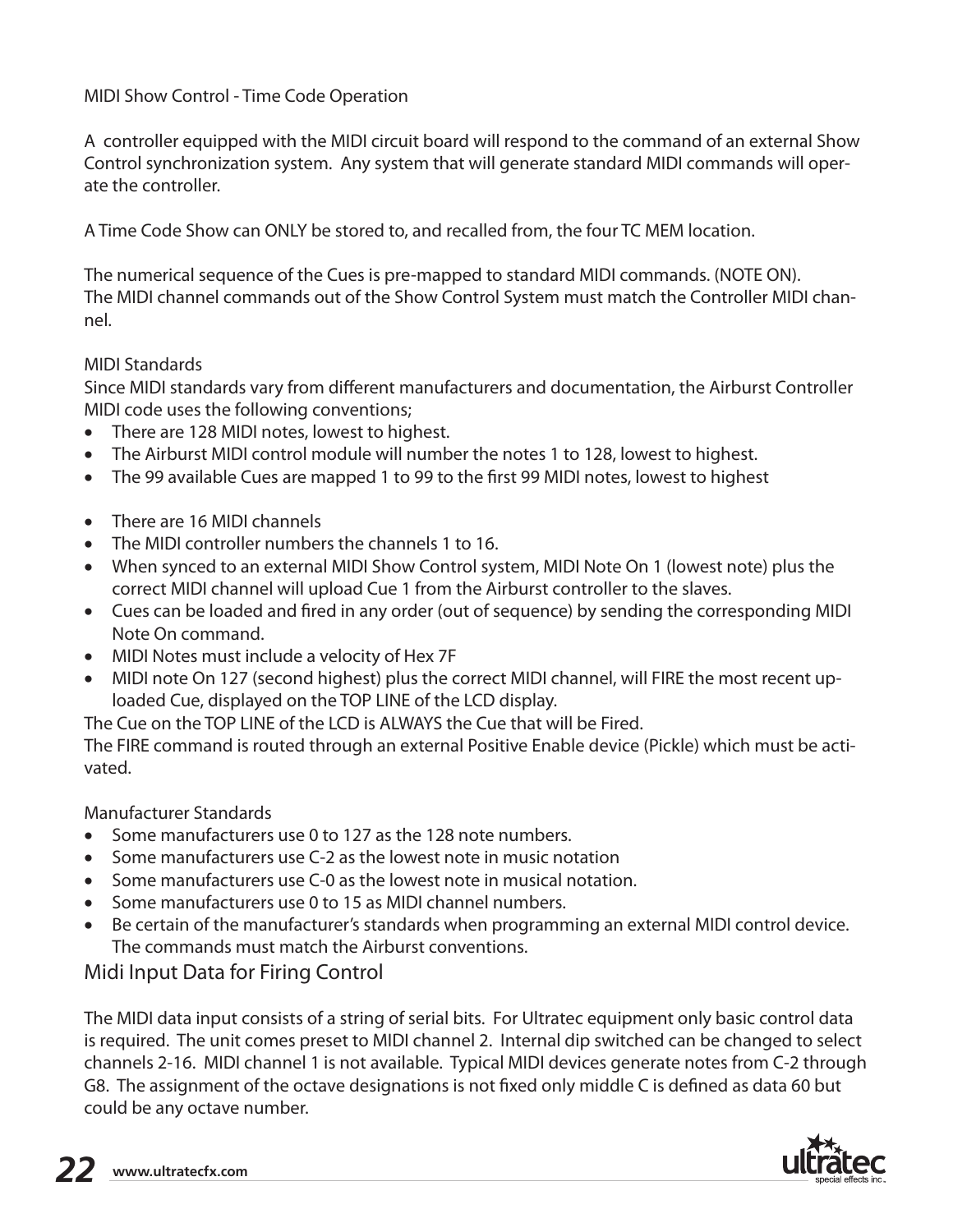## MIDI Show Control - Time Code Operation

A controller equipped with the MIDI circuit board will respond to the command of an external Show Control synchronization system. Any system that will generate standard MIDI commands will operate the controller.

A Time Code Show can ONLY be stored to, and recalled from, the four TC MEM location.

The numerical sequence of the Cues is pre-mapped to standard MIDI commands. (NOTE ON).
The MIDI channel commands out of the Show Control System must match the Controller MIDI channel.

### MIDI Standards

Since MIDI standards vary from different manufacturers and documentation, the Airburst Controller MIDI code uses the following conventions;

- There are 128 MIDI notes, lowest to highest.
- The Airburst MIDI control module will number the notes 1 to 128, lowest to highest.
- The 99 available Cues are mapped 1 to 99 to the first 99 MIDI notes, lowest to highest

- There are 16 MIDI channels
- The MIDI controller numbers the channels 1 to 16.
- When synced to an external MIDI Show Control system, MIDI Note On 1 (lowest note) plus the correct MIDI channel will upload Cue 1 from the Airburst controller to the slaves.
- Cues can be loaded and fired in any order (out of sequence) by sending the corresponding MIDI Note On command.
- MIDI Notes must include a velocity of Hex 7F
- MIDI note On 127 (second highest) plus the correct MIDI channel, will FIRE the most recent uploaded Cue, displayed on the TOP LINE of the LCD display.

The Cue on the TOP LINE of the LCD is ALWAYS the Cue that will be Fired.
The FIRE command is routed through an external Positive Enable device (Pickle) which must be activated.

### Manufacturer Standards

- Some manufacturers use 0 to 127 as the 128 note numbers.
- Some manufacturers use C-2 as the lowest note in music notation
- Some manufacturers use C-0 as the lowest note in musical notation.
- Some manufacturers use 0 to 15 as MIDI channel numbers.
- Be certain of the manufacturer's standards when programming an external MIDI control device. The commands must match the Airburst conventions.

## Midi Input Data for Firing Control

The MIDI data input consists of a string of serial bits. For Ultratec equipment only basic control data is required. The unit comes preset to MIDI channel 2. Internal dip switched can be changed to select channels 2-16. MIDI channel 1 is not available. Typical MIDI devices generate notes from C-2 through G8. The assignment of the octave designations is not fixed only middle C is defined as data 60 but could be any octave number.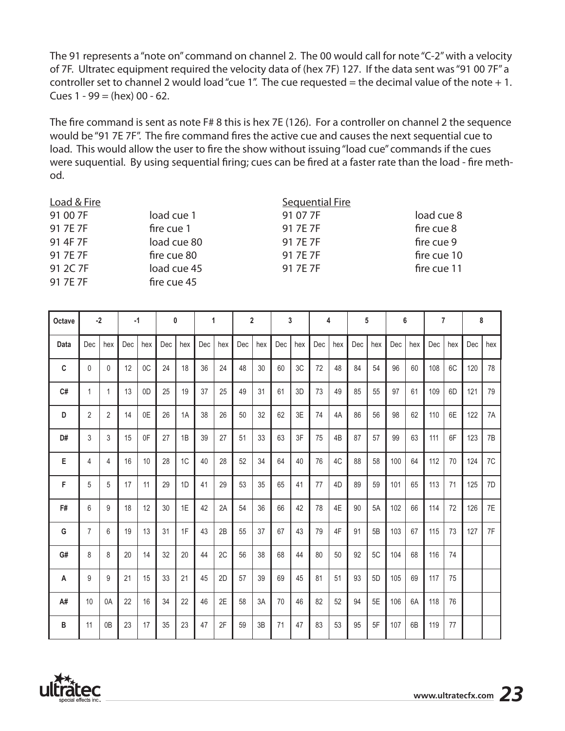The 91 represents a "note on" command on channel 2. The 00 would call for note "C-2" with a velocity of 7F. Ultratec equipment required the velocity data of (hex 7F) 127. If the data sent was "91 00 7F" a controller set to channel 2 would load "cue 1". The cue requested = the decimal value of the note + 1. Cues 1 - 99 = (hex) 00 - 62.

The fire command is sent as note F# 8 this is hex 7E (126). For a controller on channel 2 the sequence would be "91 7E 7F". The fire command fires the active cue and causes the next sequential cue to load. This would allow the user to fire the show without issuing "load cue" commands if the cues were suquential. By using sequential firing; cues can be fired at a faster rate than the load - fire method.

Load & Fire

| | |
|---|---|
| 91 00 7F | load cue 1 |
| 91 7E 7F | fire cue 1 |
| 91 4F 7F | load cue 80 |
| 91 7E 7F | fire cue 80 |
| 91 2C 7F | load cue 45 |
| 91 7E 7F | fire cue 45 |

Sequential Fire

| | |
|---|---|
| 91 07 7F | load cue 8 |
| 91 7E 7F | fire cue 8 |
| 91 7E 7F | fire cue 9 |
| 91 7E 7F | fire cue 10 |
| 91 7E 7F | fire cue 11 |

| Octave | -2 | | -1 | | 0 | | 1 | | 2 | | 3 | | 4 | | 5 | | 6 | | 7 | | 8 | |
|---|---|---|---|---|---|---|---|---|---|---|---|---|---|---|---|---|---|---|---|---|---|---|
| Data | Dec | hex | Dec | hex | Dec | hex | Dec | hex | Dec | hex | Dec | hex | Dec | hex | Dec | hex | Dec | hex | Dec | hex | Dec | hex |
| C | 0 | 0 | 12 | 0C | 24 | 18 | 36 | 24 | 48 | 30 | 60 | 3C | 72 | 48 | 84 | 54 | 96 | 60 | 108 | 6C | 120 | 78 |
| C# | 1 | 1 | 13 | 0D | 25 | 19 | 37 | 25 | 49 | 31 | 61 | 3D | 73 | 49 | 85 | 55 | 97 | 61 | 109 | 6D | 121 | 79 |
| D | 2 | 2 | 14 | 0E | 26 | 1A | 38 | 26 | 50 | 32 | 62 | 3E | 74 | 4A | 86 | 56 | 98 | 62 | 110 | 6E | 122 | 7A |
| D# | 3 | 3 | 15 | 0F | 27 | 1B | 39 | 27 | 51 | 33 | 63 | 3F | 75 | 4B | 87 | 57 | 99 | 63 | 111 | 6F | 123 | 7B |
| E | 4 | 4 | 16 | 10 | 28 | 1C | 40 | 28 | 52 | 34 | 64 | 40 | 76 | 4C | 88 | 58 | 100 | 64 | 112 | 70 | 124 | 7C |
| F | 5 | 5 | 17 | 11 | 29 | 1D | 41 | 29 | 53 | 35 | 65 | 41 | 77 | 4D | 89 | 59 | 101 | 65 | 113 | 71 | 125 | 7D |
| F# | 6 | 9 | 18 | 12 | 30 | 1E | 42 | 2A | 54 | 36 | 66 | 42 | 78 | 4E | 90 | 5A | 102 | 66 | 114 | 72 | 126 | 7E |
| G | 7 | 6 | 19 | 13 | 31 | 1F | 43 | 2B | 55 | 37 | 67 | 43 | 79 | 4F | 91 | 5B | 103 | 67 | 115 | 73 | 127 | 7F |
| G# | 8 | 8 | 20 | 14 | 32 | 20 | 44 | 2C | 56 | 38 | 68 | 44 | 80 | 50 | 92 | 5C | 104 | 68 | 116 | 74 | | |
| A | 9 | 9 | 21 | 15 | 33 | 21 | 45 | 2D | 57 | 39 | 69 | 45 | 81 | 51 | 93 | 5D | 105 | 69 | 117 | 75 | | |
| A# | 10 | 0A | 22 | 16 | 34 | 22 | 46 | 2E | 58 | 3A | 70 | 46 | 82 | 52 | 94 | 5E | 106 | 6A | 118 | 76 | | |
| B | 11 | 0B | 23 | 17 | 35 | 23 | 47 | 2F | 59 | 3B | 71 | 47 | 83 | 53 | 95 | 5F | 107 | 6B | 119 | 77 | | |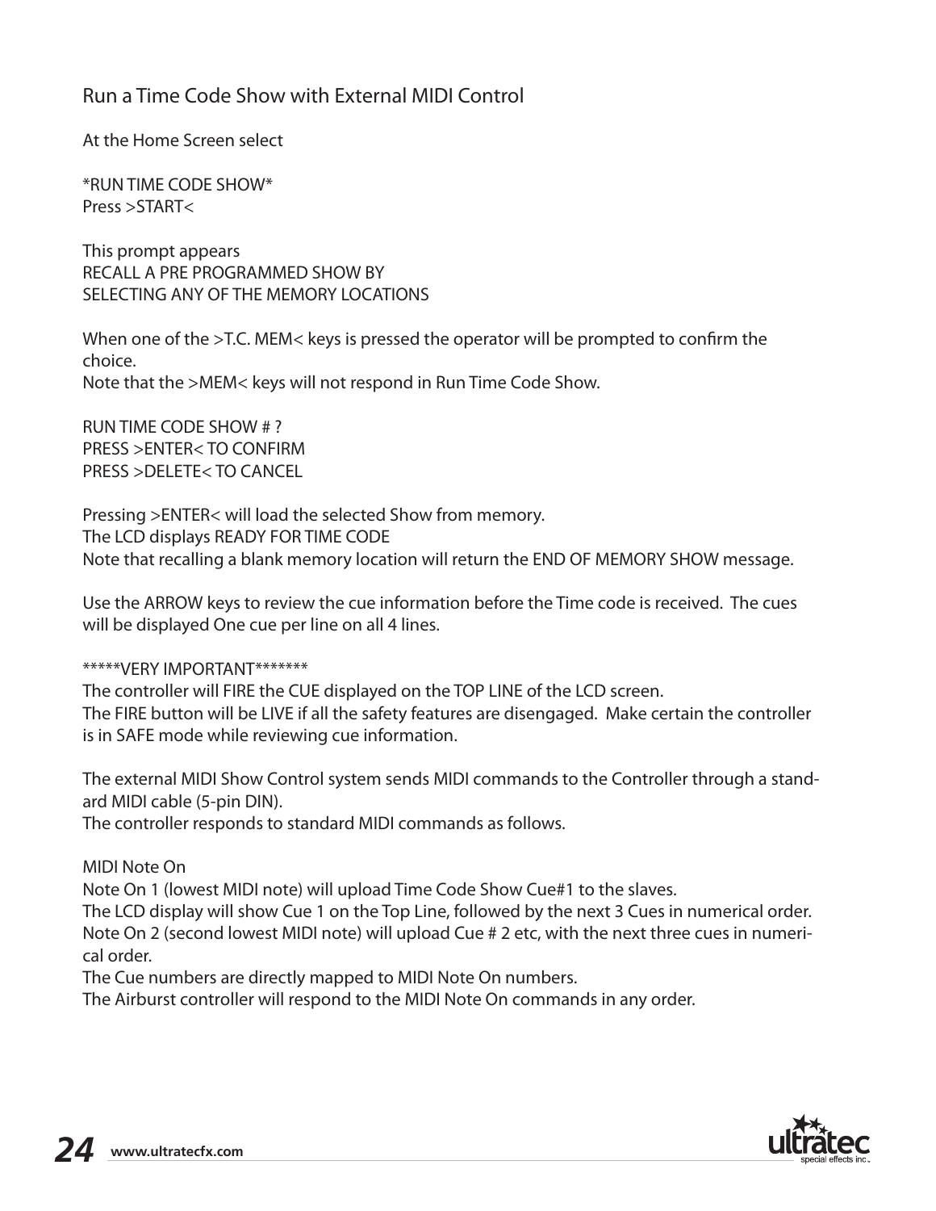## Run a Time Code Show with External MIDI Control

At the Home Screen select

*RUN TIME CODE SHOW*
Press >START<

This prompt appears
RECALL A PRE PROGRAMMED SHOW BY
SELECTING ANY OF THE MEMORY LOCATIONS

When one of the >T.C. MEM< keys is pressed the operator will be prompted to confirm the choice.
Note that the >MEM< keys will not respond in Run Time Code Show.

RUN TIME CODE SHOW # ?
PRESS >ENTER< TO CONFIRM
PRESS >DELETE< TO CANCEL

Pressing >ENTER< will load the selected Show from memory.
The LCD displays READY FOR TIME CODE
Note that recalling a blank memory location will return the END OF MEMORY SHOW message.

Use the ARROW keys to review the cue information before the Time code is received. The cues will be displayed One cue per line on all 4 lines.

*****VERY IMPORTANT*******
The controller will FIRE the CUE displayed on the TOP LINE of the LCD screen.
The FIRE button will be LIVE if all the safety features are disengaged. Make certain the controller is in SAFE mode while reviewing cue information.

The external MIDI Show Control system sends MIDI commands to the Controller through a standard MIDI cable (5-pin DIN).
The controller responds to standard MIDI commands as follows.

MIDI Note On
Note On 1 (lowest MIDI note) will upload Time Code Show Cue#1 to the slaves.
The LCD display will show Cue 1 on the Top Line, followed by the next 3 Cues in numerical order.
Note On 2 (second lowest MIDI note) will upload Cue # 2 etc, with the next three cues in numerical order.
The Cue numbers are directly mapped to MIDI Note On numbers.
The Airburst controller will respond to the MIDI Note On commands in any order.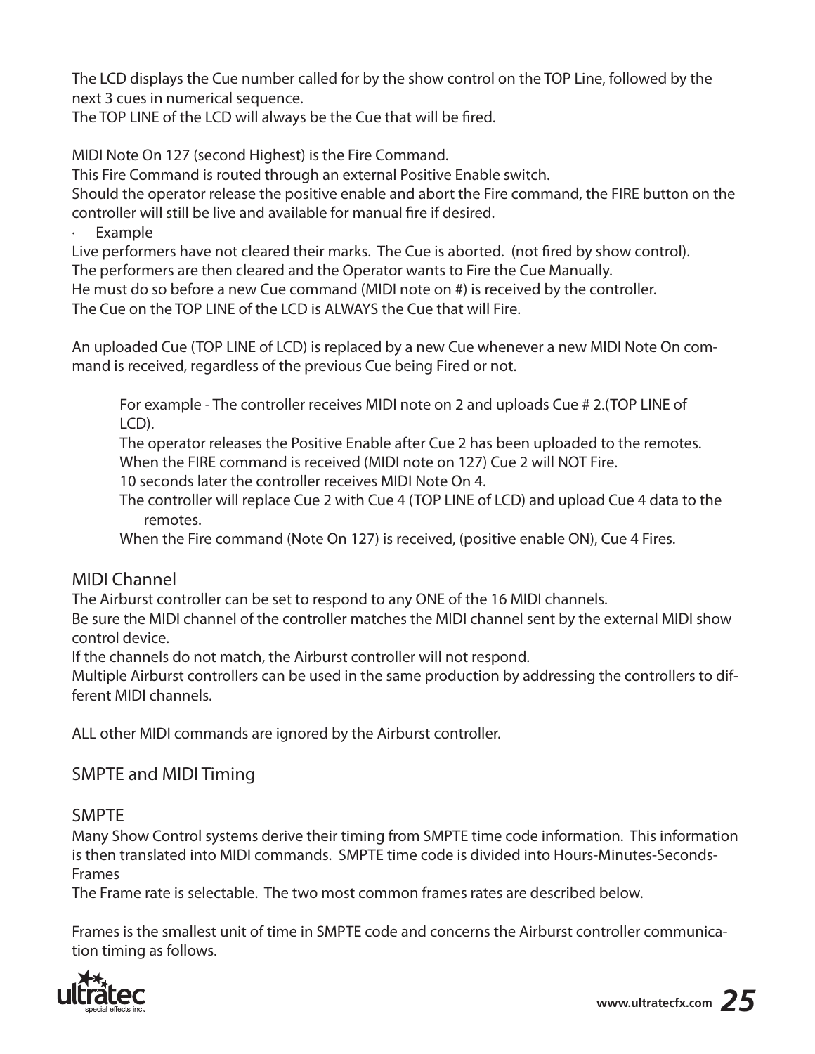The LCD displays the Cue number called for by the show control on the TOP Line, followed by the next 3 cues in numerical sequence.
The TOP LINE of the LCD will always be the Cue that will be fired.

MIDI Note On 127 (second Highest) is the Fire Command.
This Fire Command is routed through an external Positive Enable switch.
Should the operator release the positive enable and abort the Fire command, the FIRE button on the controller will still be live and available for manual fire if desired.

· Example

Live performers have not cleared their marks. The Cue is aborted. (not fired by show control).
The performers are then cleared and the Operator wants to Fire the Cue Manually.
He must do so before a new Cue command (MIDI note on #) is received by the controller.
The Cue on the TOP LINE of the LCD is ALWAYS the Cue that will Fire.

An uploaded Cue (TOP LINE of LCD) is replaced by a new Cue whenever a new MIDI Note On command is received, regardless of the previous Cue being Fired or not.

> For example - The controller receives MIDI note on 2 and uploads Cue # 2.(TOP LINE of LCD).
> The operator releases the Positive Enable after Cue 2 has been uploaded to the remotes.
> When the FIRE command is received (MIDI note on 127) Cue 2 will NOT Fire.
> 10 seconds later the controller receives MIDI Note On 4.
> The controller will replace Cue 2 with Cue 4 (TOP LINE of LCD) and upload Cue 4 data to the remotes.
> When the Fire command (Note On 127) is received, (positive enable ON), Cue 4 Fires.

## MIDI Channel

The Airburst controller can be set to respond to any ONE of the 16 MIDI channels.
Be sure the MIDI channel of the controller matches the MIDI channel sent by the external MIDI show control device.
If the channels do not match, the Airburst controller will not respond.
Multiple Airburst controllers can be used in the same production by addressing the controllers to different MIDI channels.

ALL other MIDI commands are ignored by the Airburst controller.

## SMPTE and MIDI Timing

### SMPTE

Many Show Control systems derive their timing from SMPTE time code information. This information is then translated into MIDI commands. SMPTE time code is divided into Hours-Minutes-Seconds-Frames
The Frame rate is selectable. The two most common frames rates are described below.

Frames is the smallest unit of time in SMPTE code and concerns the Airburst controller communication timing as follows.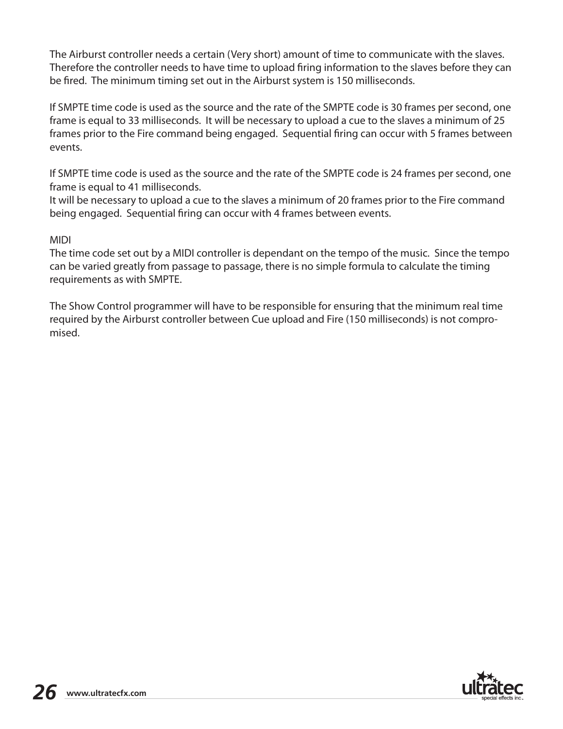The Airburst controller needs a certain (Very short) amount of time to communicate with the slaves. Therefore the controller needs to have time to upload firing information to the slaves before they can be fired. The minimum timing set out in the Airburst system is 150 milliseconds.

If SMPTE time code is used as the source and the rate of the SMPTE code is 30 frames per second, one frame is equal to 33 milliseconds. It will be necessary to upload a cue to the slaves a minimum of 25 frames prior to the Fire command being engaged. Sequential firing can occur with 5 frames between events.

If SMPTE time code is used as the source and the rate of the SMPTE code is 24 frames per second, one frame is equal to 41 milliseconds.
It will be necessary to upload a cue to the slaves a minimum of 20 frames prior to the Fire command being engaged. Sequential firing can occur with 4 frames between events.

MIDI
The time code set out by a MIDI controller is dependant on the tempo of the music. Since the tempo can be varied greatly from passage to passage, there is no simple formula to calculate the timing requirements as with SMPTE.

The Show Control programmer will have to be responsible for ensuring that the minimum real time required by the Airburst controller between Cue upload and Fire (150 milliseconds) is not compromised.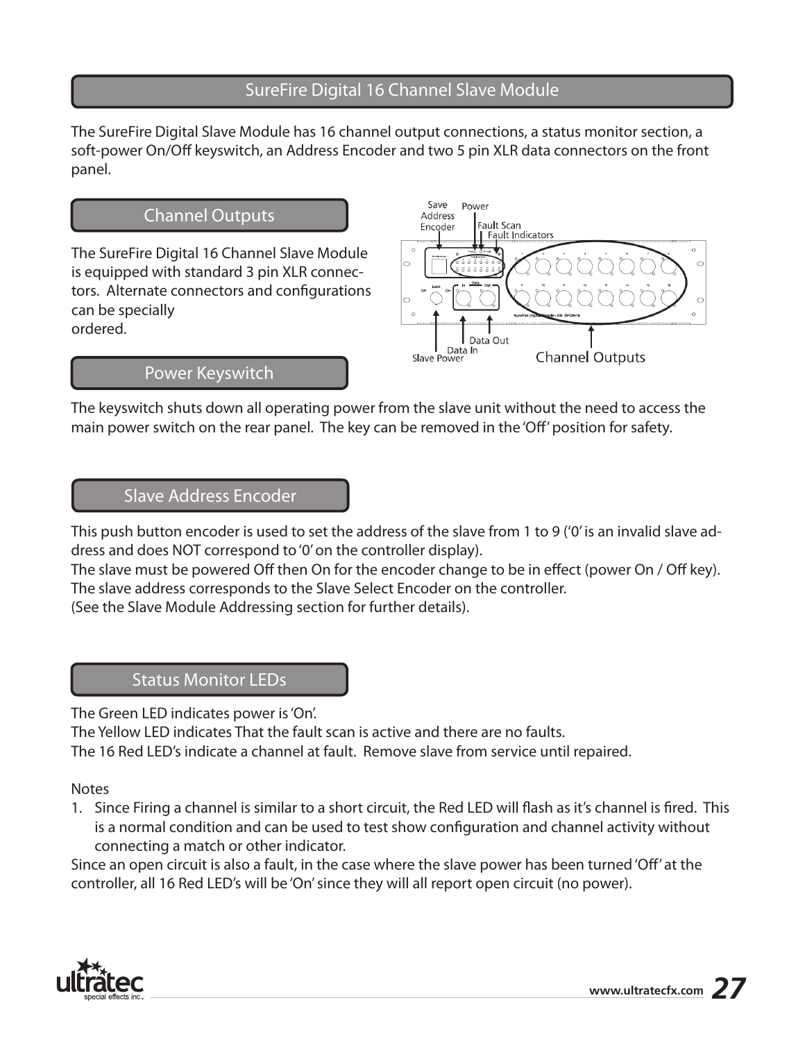## SureFire Digital 16 Channel Slave Module

The SureFire Digital Slave Module has 16 channel output connections, a status monitor section, a soft-power On/Off keyswitch, an Address Encoder and two 5 pin XLR data connectors on the front panel.

### Channel Outputs

The SureFire Digital 16 Channel Slave Module is equipped with standard 3 pin XLR connectors. Alternate connectors and configurations can be specially ordered.

### Power Keyswitch

The keyswitch shuts down all operating power from the slave unit without the need to access the main power switch on the rear panel. The key can be removed in the 'Off' position for safety.

### Slave Address Encoder

This push button encoder is used to set the address of the slave from 1 to 9 ('0' is an invalid slave address and does NOT correspond to '0' on the controller display).
The slave must be powered Off then On for the encoder change to be in effect (power On / Off key).
The slave address corresponds to the Slave Select Encoder on the controller.
(See the Slave Module Addressing section for further details).

### Status Monitor LEDs

The Green LED indicates power is 'On'.
The Yellow LED indicates That the fault scan is active and there are no faults.
The 16 Red LED's indicate a channel at fault. Remove slave from service until repaired.

Notes

1. Since Firing a channel is similar to a short circuit, the Red LED will flash as it's channel is fired. This is a normal condition and can be used to test show configuration and channel activity without connecting a match or other indicator.

Since an open circuit is also a fault, in the case where the slave power has been turned 'Off' at the controller, all 16 Red LED's will be 'On' since they will all report open circuit (no power).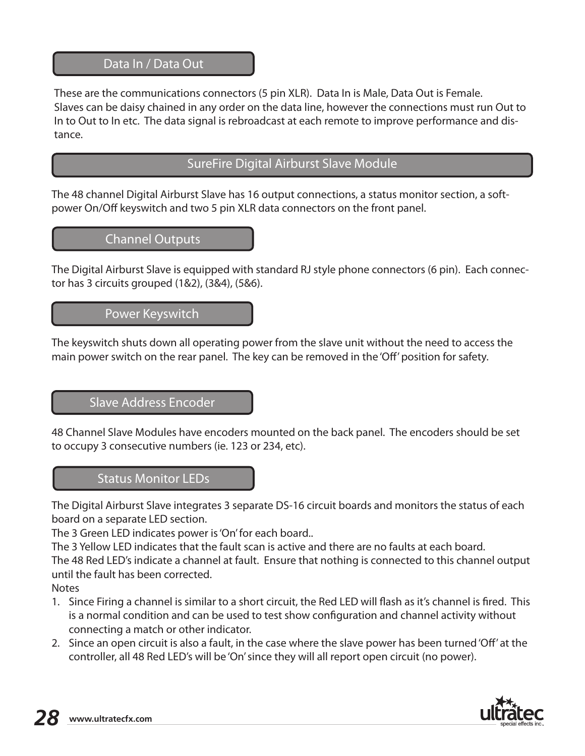## Data In / Data Out

These are the communications connectors (5 pin XLR). Data In is Male, Data Out is Female. Slaves can be daisy chained in any order on the data line, however the connections must run Out to In to Out to In etc. The data signal is rebroadcast at each remote to improve performance and distance.

## SureFire Digital Airburst Slave Module

The 48 channel Digital Airburst Slave has 16 output connections, a status monitor section, a soft-power On/Off keyswitch and two 5 pin XLR data connectors on the front panel.

## Channel Outputs

The Digital Airburst Slave is equipped with standard RJ style phone connectors (6 pin). Each connector has 3 circuits grouped (1&2), (3&4), (5&6).

## Power Keyswitch

The keyswitch shuts down all operating power from the slave unit without the need to access the main power switch on the rear panel. The key can be removed in the 'Off' position for safety.

## Slave Address Encoder

48 Channel Slave Modules have encoders mounted on the back panel. The encoders should be set to occupy 3 consecutive numbers (ie. 123 or 234, etc).

## Status Monitor LEDs

The Digital Airburst Slave integrates 3 separate DS-16 circuit boards and monitors the status of each board on a separate LED section.

The 3 Green LED indicates power is 'On' for each board..

The 3 Yellow LED indicates that the fault scan is active and there are no faults at each board.

The 48 Red LED's indicate a channel at fault. Ensure that nothing is connected to this channel output until the fault has been corrected.

Notes

1. Since Firing a channel is similar to a short circuit, the Red LED will flash as it's channel is fired. This is a normal condition and can be used to test show configuration and channel activity without connecting a match or other indicator.
2. Since an open circuit is also a fault, in the case where the slave power has been turned 'Off' at the controller, all 48 Red LED's will be 'On' since they will all report open circuit (no power).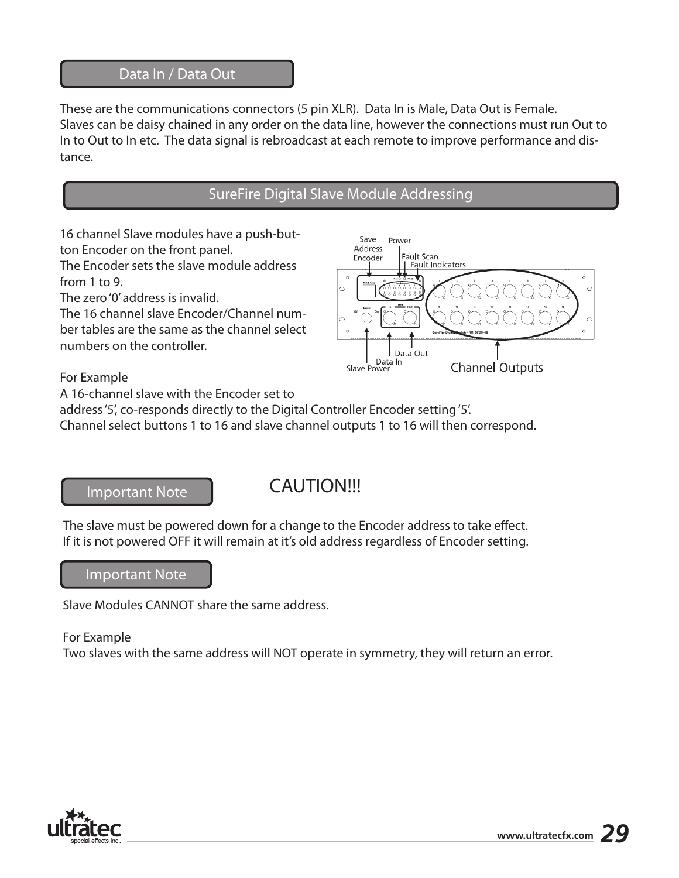## Data In / Data Out

These are the communications connectors (5 pin XLR). Data In is Male, Data Out is Female.
Slaves can be daisy chained in any order on the data line, however the connections must run Out to In to Out to In etc. The data signal is rebroadcast at each remote to improve performance and distance.

## SureFire Digital Slave Module Addressing

16 channel Slave modules have a push-button Encoder on the front panel.
The Encoder sets the slave module address from 1 to 9.
The zero '0' address is invalid.
The 16 channel slave Encoder/Channel number tables are the same as the channel select numbers on the controller.

For Example
A 16-channel slave with the Encoder set to address '5', co-responds directly to the Digital Controller Encoder setting '5'.
Channel select buttons 1 to 16 and slave channel outputs 1 to 16 will then correspond.

## Important Note

CAUTION!!!

The slave must be powered down for a change to the Encoder address to take effect.
If it is not powered OFF it will remain at it's old address regardless of Encoder setting.

## Important Note

Slave Modules CANNOT share the same address.

For Example
Two slaves with the same address will NOT operate in symmetry, they will return an error.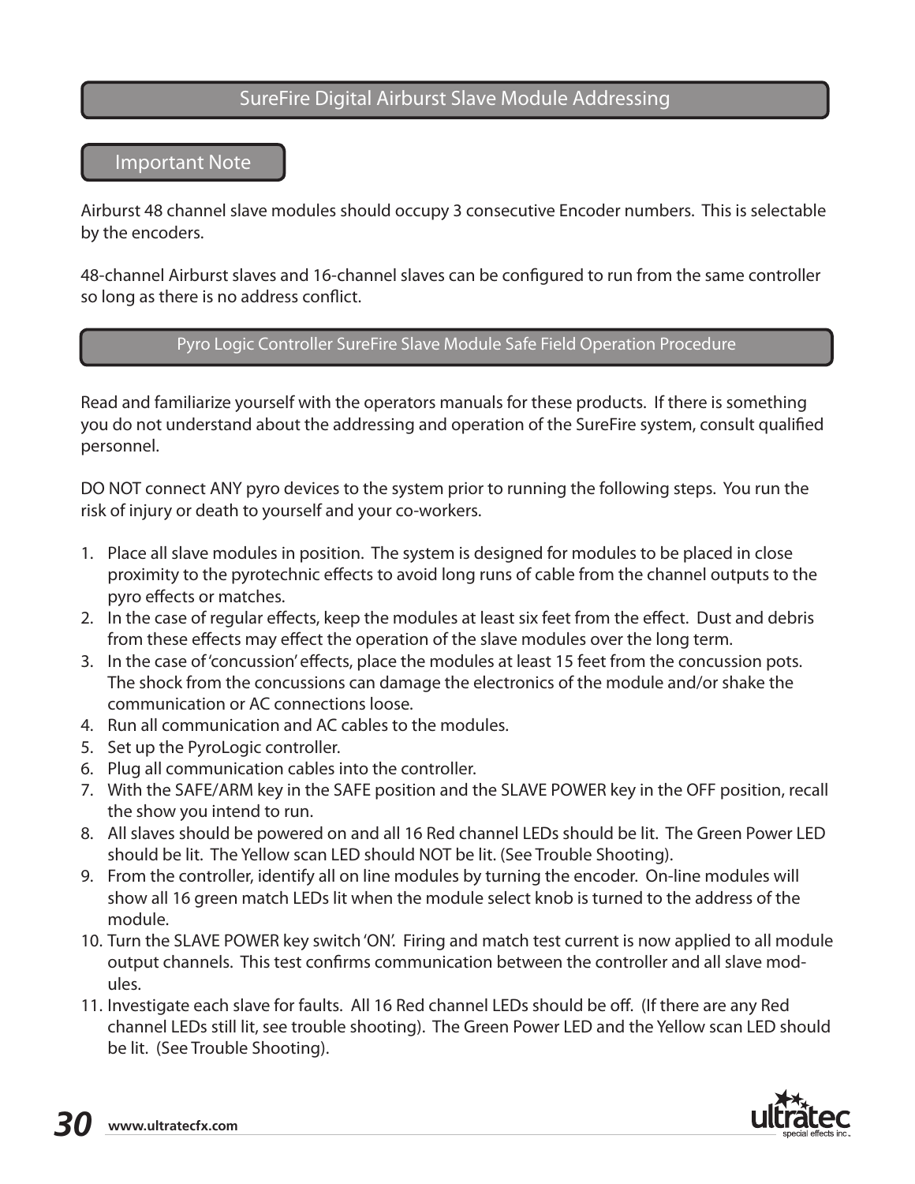## SureFire Digital Airburst Slave Module Addressing

### Important Note

Airburst 48 channel slave modules should occupy 3 consecutive Encoder numbers. This is selectable by the encoders.

48-channel Airburst slaves and 16-channel slaves can be configured to run from the same controller so long as there is no address conflict.

## Pyro Logic Controller SureFire Slave Module Safe Field Operation Procedure

Read and familiarize yourself with the operators manuals for these products. If there is something you do not understand about the addressing and operation of the SureFire system, consult qualified personnel.

DO NOT connect ANY pyro devices to the system prior to running the following steps. You run the risk of injury or death to yourself and your co-workers.

1. Place all slave modules in position. The system is designed for modules to be placed in close proximity to the pyrotechnic effects to avoid long runs of cable from the channel outputs to the pyro effects or matches.
2. In the case of regular effects, keep the modules at least six feet from the effect. Dust and debris from these effects may effect the operation of the slave modules over the long term.
3. In the case of 'concussion' effects, place the modules at least 15 feet from the concussion pots. The shock from the concussions can damage the electronics of the module and/or shake the communication or AC connections loose.
4. Run all communication and AC cables to the modules.
5. Set up the PyroLogic controller.
6. Plug all communication cables into the controller.
7. With the SAFE/ARM key in the SAFE position and the SLAVE POWER key in the OFF position, recall the show you intend to run.
8. All slaves should be powered on and all 16 Red channel LEDs should be lit. The Green Power LED should be lit. The Yellow scan LED should NOT be lit. (See Trouble Shooting).
9. From the controller, identify all on line modules by turning the encoder. On-line modules will show all 16 green match LEDs lit when the module select knob is turned to the address of the module.
10. Turn the SLAVE POWER key switch 'ON'. Firing and match test current is now applied to all module output channels. This test confirms communication between the controller and all slave modules.
11. Investigate each slave for faults. All 16 Red channel LEDs should be off. (If there are any Red channel LEDs still lit, see trouble shooting). The Green Power LED and the Yellow scan LED should be lit. (See Trouble Shooting).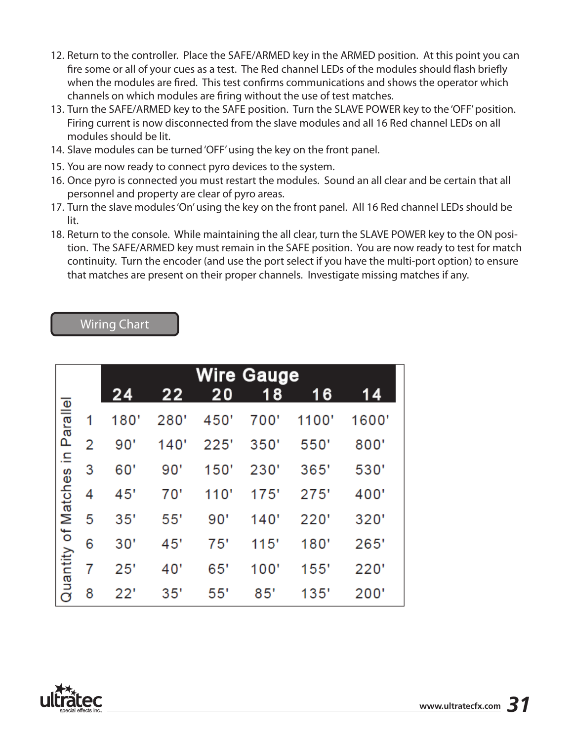12. Return to the controller. Place the SAFE/ARMED key in the ARMED position. At this point you can fire some or all of your cues as a test. The Red channel LEDs of the modules should flash briefly when the modules are fired. This test confirms communications and shows the operator which channels on which modules are firing without the use of test matches.
13. Turn the SAFE/ARMED key to the SAFE position. Turn the SLAVE POWER key to the 'OFF' position. Firing current is now disconnected from the slave modules and all 16 Red channel LEDs on all modules should be lit.
14. Slave modules can be turned 'OFF' using the key on the front panel.
15. You are now ready to connect pyro devices to the system.
16. Once pyro is connected you must restart the modules. Sound an all clear and be certain that all personnel and property are clear of pyro areas.
17. Turn the slave modules 'On' using the key on the front panel. All 16 Red channel LEDs should be lit.
18. Return to the console. While maintaining the all clear, turn the SLAVE POWER key to the ON position. The SAFE/ARMED key must remain in the SAFE position. You are now ready to test for match continuity. Turn the encoder (and use the port select if you have the multi-port option) to ensure that matches are present on their proper channels. Investigate missing matches if any.

## Wiring Chart

| Quantity of Matches in Parallel | Wire Gauge | | | | | |
|---|---|---|---|---|---|---|
| | 24 | 22 | 20 | 18 | 16 | 14 |
| 1 | 180' | 280' | 450' | 700' | 1100' | 1600' |
| 2 | 90' | 140' | 225' | 350' | 550' | 800' |
| 3 | 60' | 90' | 150' | 230' | 365' | 530' |
| 4 | 45' | 70' | 110' | 175' | 275' | 400' |
| 5 | 35' | 55' | 90' | 140' | 220' | 320' |
| 6 | 30' | 45' | 75' | 115' | 180' | 265' |
| 7 | 25' | 40' | 65' | 100' | 155' | 220' |
| 8 | 22' | 35' | 55' | 85' | 135' | 200' |